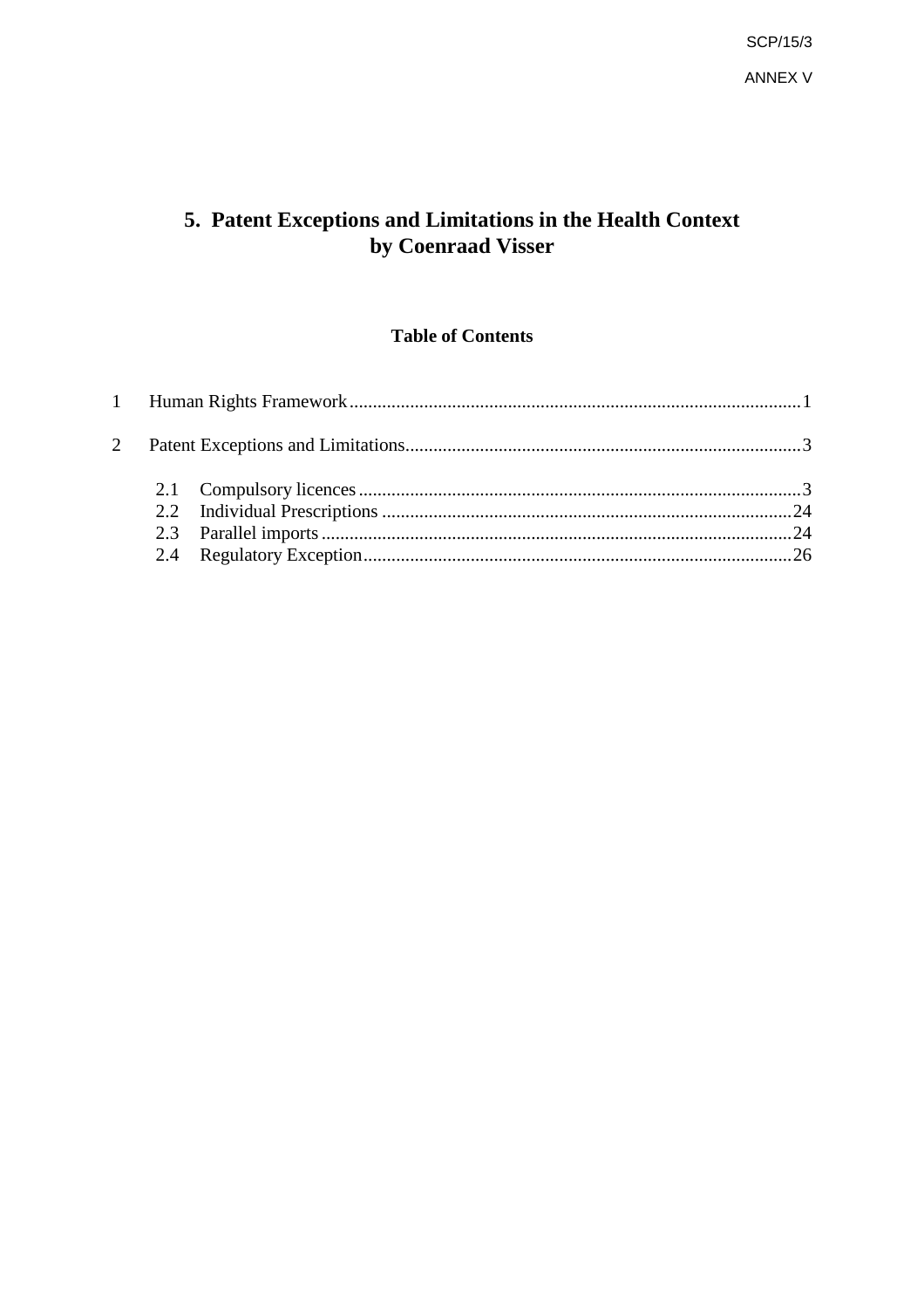# 5. Patent Exceptions and Limitations in the Health Context
# by Coenraad Visser

## Table of Contents

1 Human Rights Framework ........................................................................................ 1

2 Patent Exceptions and Limitations.................................................................................. 3

- 2.1 Compulsory licences ........................................................................................ 3
- 2.2 Individual Prescriptions ........................................................................................ 24
- 2.3 Parallel imports ........................................................................................ 24
- 2.4 Regulatory Exception ........................................................................................ 26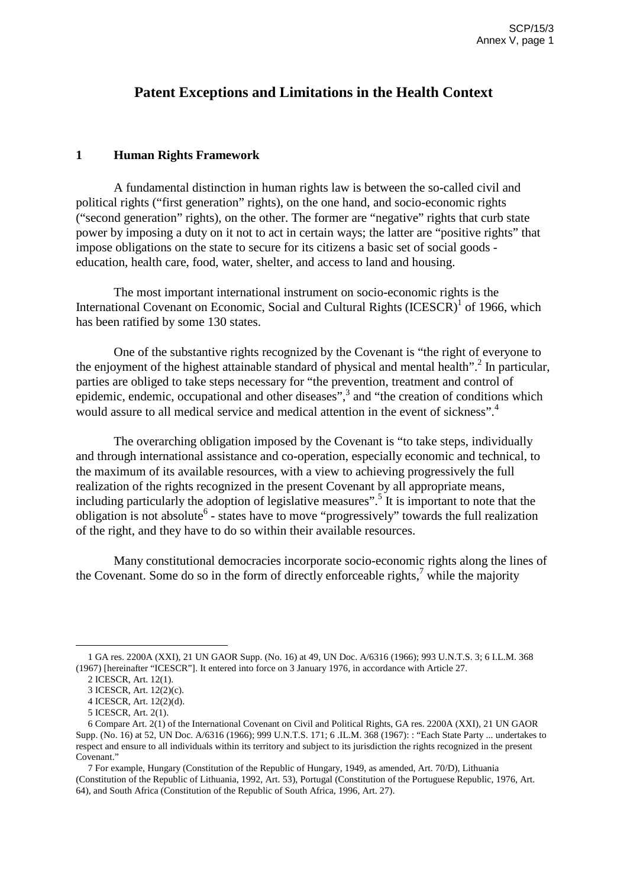# Patent Exceptions and Limitations in the Health Context

## 1 Human Rights Framework

A fundamental distinction in human rights law is between the so-called civil and political rights ("first generation" rights), on the one hand, and socio-economic rights ("second generation" rights), on the other. The former are "negative" rights that curb state power by imposing a duty on it not to act in certain ways; the latter are "positive rights" that impose obligations on the state to secure for its citizens a basic set of social goods - education, health care, food, water, shelter, and access to land and housing.

The most important international instrument on socio-economic rights is the International Covenant on Economic, Social and Cultural Rights (ICESCR)[1] of 1966, which has been ratified by some 130 states.

One of the substantive rights recognized by the Covenant is "the right of everyone to the enjoyment of the highest attainable standard of physical and mental health".[2] In particular, parties are obliged to take steps necessary for "the prevention, treatment and control of epidemic, endemic, occupational and other diseases",[3] and "the creation of conditions which would assure to all medical service and medical attention in the event of sickness".[4]

The overarching obligation imposed by the Covenant is "to take steps, individually and through international assistance and co-operation, especially economic and technical, to the maximum of its available resources, with a view to achieving progressively the full realization of the rights recognized in the present Covenant by all appropriate means, including particularly the adoption of legislative measures".[5] It is important to note that the obligation is not absolute[6] - states have to move "progressively" towards the full realization of the right, and they have to do so within their available resources.

Many constitutional democracies incorporate socio-economic rights along the lines of the Covenant. Some do so in the form of directly enforceable rights,[7] while the majority

---

1 GA res. 2200A (XXI), 21 UN GAOR Supp. (No. 16) at 49, UN Doc. A/6316 (1966); 993 U.N.T.S. 3; 6 I.L.M. 368 (1967) [hereinafter "ICESCR"]. It entered into force on 3 January 1976, in accordance with Article 27.

2 ICESCR, Art. 12(1).

3 ICESCR, Art. 12(2)(c).

4 ICESCR, Art. 12(2)(d).

5 ICESCR, Art. 2(1).

6 Compare Art. 2(1) of the International Covenant on Civil and Political Rights, GA res. 2200A (XXI), 21 UN GAOR Supp. (No. 16) at 52, UN Doc. A/6316 (1966); 999 U.N.T.S. 171; 6 .IL.M. 368 (1967): : "Each State Party ... undertakes to respect and ensure to all individuals within its territory and subject to its jurisdiction the rights recognized in the present Covenant."

7 For example, Hungary (Constitution of the Republic of Hungary, 1949, as amended, Art. 70/D), Lithuania (Constitution of the Republic of Lithuania, 1992, Art. 53), Portugal (Constitution of the Portuguese Republic, 1976, Art. 64), and South Africa (Constitution of the Republic of South Africa, 1996, Art. 27).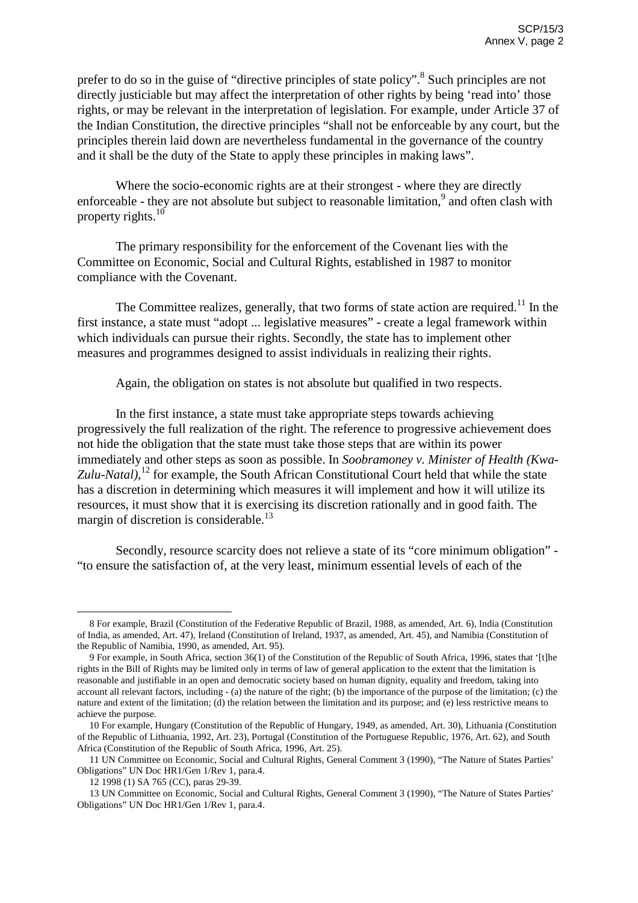prefer to do so in the guise of "directive principles of state policy".[8] Such principles are not directly justiciable but may affect the interpretation of other rights by being 'read into' those rights, or may be relevant in the interpretation of legislation. For example, under Article 37 of the Indian Constitution, the directive principles "shall not be enforceable by any court, but the principles therein laid down are nevertheless fundamental in the governance of the country and it shall be the duty of the State to apply these principles in making laws".

Where the socio-economic rights are at their strongest - where they are directly enforceable - they are not absolute but subject to reasonable limitation,[9] and often clash with property rights.[10]

The primary responsibility for the enforcement of the Covenant lies with the Committee on Economic, Social and Cultural Rights, established in 1987 to monitor compliance with the Covenant.

The Committee realizes, generally, that two forms of state action are required.[11] In the first instance, a state must "adopt ... legislative measures" - create a legal framework within which individuals can pursue their rights. Secondly, the state has to implement other measures and programmes designed to assist individuals in realizing their rights.

Again, the obligation on states is not absolute but qualified in two respects.

In the first instance, a state must take appropriate steps towards achieving progressively the full realization of the right. The reference to progressive achievement does not hide the obligation that the state must take those steps that are within its power immediately and other steps as soon as possible. In *Soobramoney v. Minister of Health (Kwa-Zulu-Natal)*,[12] for example, the South African Constitutional Court held that while the state has a discretion in determining which measures it will implement and how it will utilize its resources, it must show that it is exercising its discretion rationally and in good faith. The margin of discretion is considerable.[13]

Secondly, resource scarcity does not relieve a state of its "core minimum obligation" - "to ensure the satisfaction of, at the very least, minimum essential levels of each of the

---

8 For example, Brazil (Constitution of the Federative Republic of Brazil, 1988, as amended, Art. 6), India (Constitution of India, as amended, Art. 47), Ireland (Constitution of Ireland, 1937, as amended, Art. 45), and Namibia (Constitution of the Republic of Namibia, 1990, as amended, Art. 95).

9 For example, in South Africa, section 36(1) of the Constitution of the Republic of South Africa, 1996, states that '[t]he rights in the Bill of Rights may be limited only in terms of law of general application to the extent that the limitation is reasonable and justifiable in an open and democratic society based on human dignity, equality and freedom, taking into account all relevant factors, including - (a) the nature of the right; (b) the importance of the purpose of the limitation; (c) the nature and extent of the limitation; (d) the relation between the limitation and its purpose; and (e) less restrictive means to achieve the purpose.

10 For example, Hungary (Constitution of the Republic of Hungary, 1949, as amended, Art. 30), Lithuania (Constitution of the Republic of Lithuania, 1992, Art. 23), Portugal (Constitution of the Portuguese Republic, 1976, Art. 62), and South Africa (Constitution of the Republic of South Africa, 1996, Art. 25).

11 UN Committee on Economic, Social and Cultural Rights, General Comment 3 (1990), "The Nature of States Parties' Obligations" UN Doc HR1/Gen 1/Rev 1, para.4.

12 1998 (1) SA 765 (CC), paras 29-39.

13 UN Committee on Economic, Social and Cultural Rights, General Comment 3 (1990), "The Nature of States Parties' Obligations" UN Doc HR1/Gen 1/Rev 1, para.4.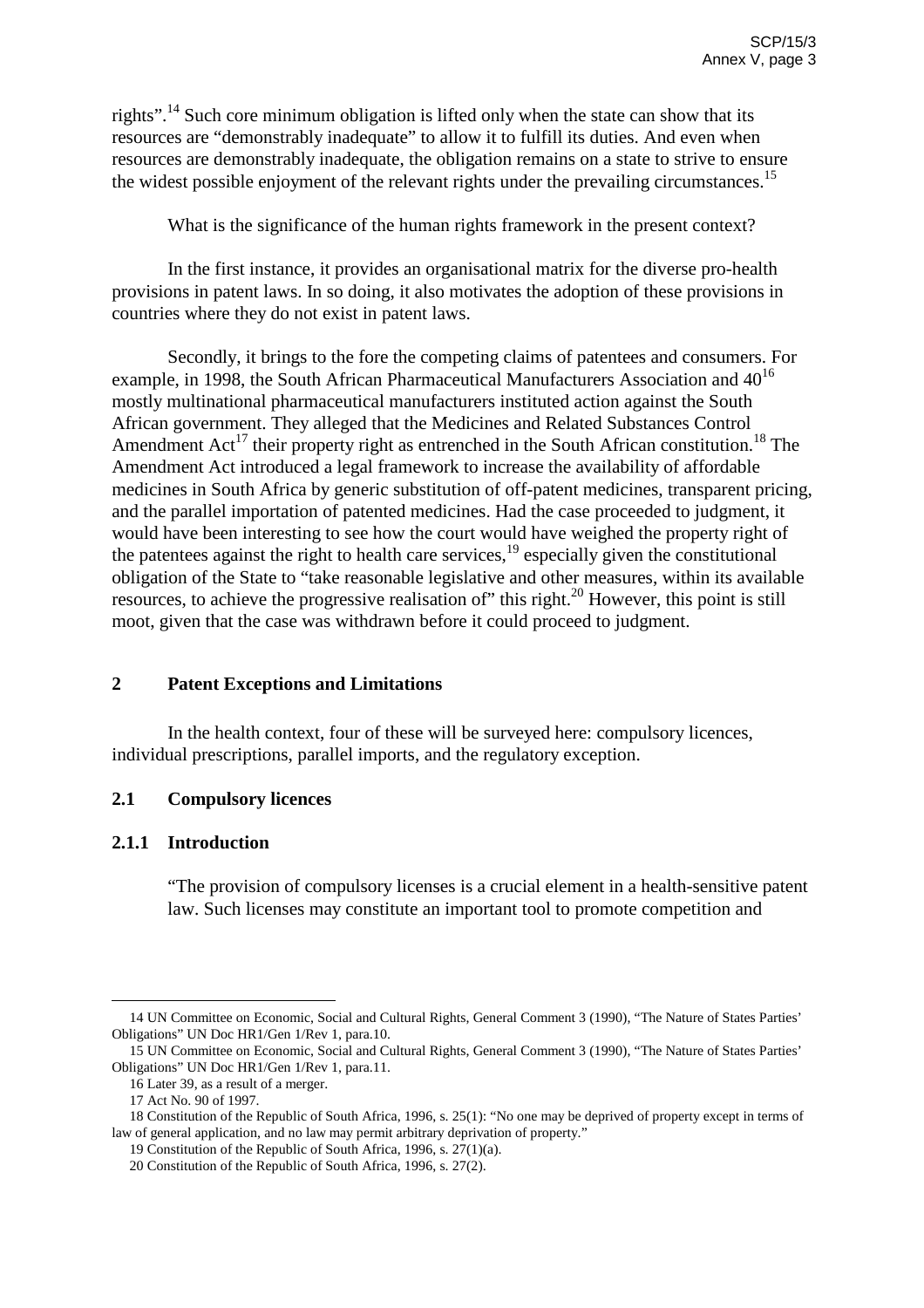rights".[14] Such core minimum obligation is lifted only when the state can show that its resources are "demonstrably inadequate" to allow it to fulfill its duties. And even when resources are demonstrably inadequate, the obligation remains on a state to strive to ensure the widest possible enjoyment of the relevant rights under the prevailing circumstances.[15]

What is the significance of the human rights framework in the present context?

In the first instance, it provides an organisational matrix for the diverse pro-health provisions in patent laws. In so doing, it also motivates the adoption of these provisions in countries where they do not exist in patent laws.

Secondly, it brings to the fore the competing claims of patentees and consumers. For example, in 1998, the South African Pharmaceutical Manufacturers Association and 40[16] mostly multinational pharmaceutical manufacturers instituted action against the South African government. They alleged that the Medicines and Related Substances Control Amendment Act[17] their property right as entrenched in the South African constitution.[18] The Amendment Act introduced a legal framework to increase the availability of affordable medicines in South Africa by generic substitution of off-patent medicines, transparent pricing, and the parallel importation of patented medicines. Had the case proceeded to judgment, it would have been interesting to see how the court would have weighed the property right of the patentees against the right to health care services,[19] especially given the constitutional obligation of the State to "take reasonable legislative and other measures, within its available resources, to achieve the progressive realisation of" this right.[20] However, this point is still moot, given that the case was withdrawn before it could proceed to judgment.

## 2 Patent Exceptions and Limitations

In the health context, four of these will be surveyed here: compulsory licences, individual prescriptions, parallel imports, and the regulatory exception.

### 2.1 Compulsory licences

#### 2.1.1 Introduction

> "The provision of compulsory licenses is a crucial element in a health-sensitive patent law. Such licenses may constitute an important tool to promote competition and

---

14 UN Committee on Economic, Social and Cultural Rights, General Comment 3 (1990), "The Nature of States Parties' Obligations" UN Doc HR1/Gen 1/Rev 1, para.10.

15 UN Committee on Economic, Social and Cultural Rights, General Comment 3 (1990), "The Nature of States Parties' Obligations" UN Doc HR1/Gen 1/Rev 1, para.11.

16 Later 39, as a result of a merger.

17 Act No. 90 of 1997.

18 Constitution of the Republic of South Africa, 1996, s. 25(1): "No one may be deprived of property except in terms of law of general application, and no law may permit arbitrary deprivation of property."

19 Constitution of the Republic of South Africa, 1996, s. 27(1)(a).

20 Constitution of the Republic of South Africa, 1996, s. 27(2).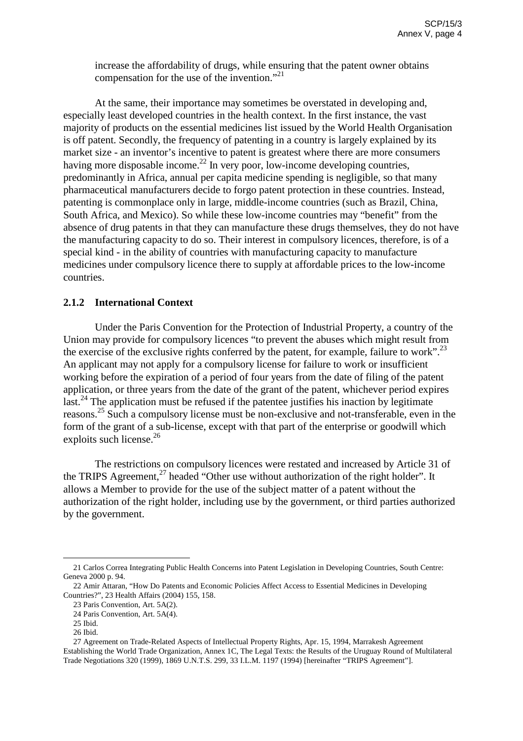increase the affordability of drugs, while ensuring that the patent owner obtains compensation for the use of the invention."[21]

At the same, their importance may sometimes be overstated in developing and, especially least developed countries in the health context. In the first instance, the vast majority of products on the essential medicines list issued by the World Health Organisation is off patent. Secondly, the frequency of patenting in a country is largely explained by its market size - an inventor's incentive to patent is greatest where there are more consumers having more disposable income.[22] In very poor, low-income developing countries, predominantly in Africa, annual per capita medicine spending is negligible, so that many pharmaceutical manufacturers decide to forgo patent protection in these countries. Instead, patenting is commonplace only in large, middle-income countries (such as Brazil, China, South Africa, and Mexico). So while these low-income countries may "benefit" from the absence of drug patents in that they can manufacture these drugs themselves, they do not have the manufacturing capacity to do so. Their interest in compulsory licences, therefore, is of a special kind - in the ability of countries with manufacturing capacity to manufacture medicines under compulsory licence there to supply at affordable prices to the low-income countries.

### 2.1.2 International Context

Under the Paris Convention for the Protection of Industrial Property, a country of the Union may provide for compulsory licences "to prevent the abuses which might result from the exercise of the exclusive rights conferred by the patent, for example, failure to work".[23] An applicant may not apply for a compulsory license for failure to work or insufficient working before the expiration of a period of four years from the date of filing of the patent application, or three years from the date of the grant of the patent, whichever period expires last.[24] The application must be refused if the patentee justifies his inaction by legitimate reasons.[25] Such a compulsory license must be non-exclusive and not-transferable, even in the form of the grant of a sub-license, except with that part of the enterprise or goodwill which exploits such license.[26]

The restrictions on compulsory licences were restated and increased by Article 31 of the TRIPS Agreement,[27] headed "Other use without authorization of the right holder". It allows a Member to provide for the use of the subject matter of a patent without the authorization of the right holder, including use by the government, or third parties authorized by the government.

---

21 Carlos Correa Integrating Public Health Concerns into Patent Legislation in Developing Countries, South Centre: Geneva 2000 p. 94.

22 Amir Attaran, "How Do Patents and Economic Policies Affect Access to Essential Medicines in Developing Countries?", 23 Health Affairs (2004) 155, 158.

23 Paris Convention, Art. 5A(2).

24 Paris Convention, Art. 5A(4).

25 Ibid.

26 Ibid.

27 Agreement on Trade-Related Aspects of Intellectual Property Rights, Apr. 15, 1994, Marrakesh Agreement Establishing the World Trade Organization, Annex 1C, The Legal Texts: the Results of the Uruguay Round of Multilateral Trade Negotiations 320 (1999), 1869 U.N.T.S. 299, 33 I.L.M. 1197 (1994) [hereinafter "TRIPS Agreement"].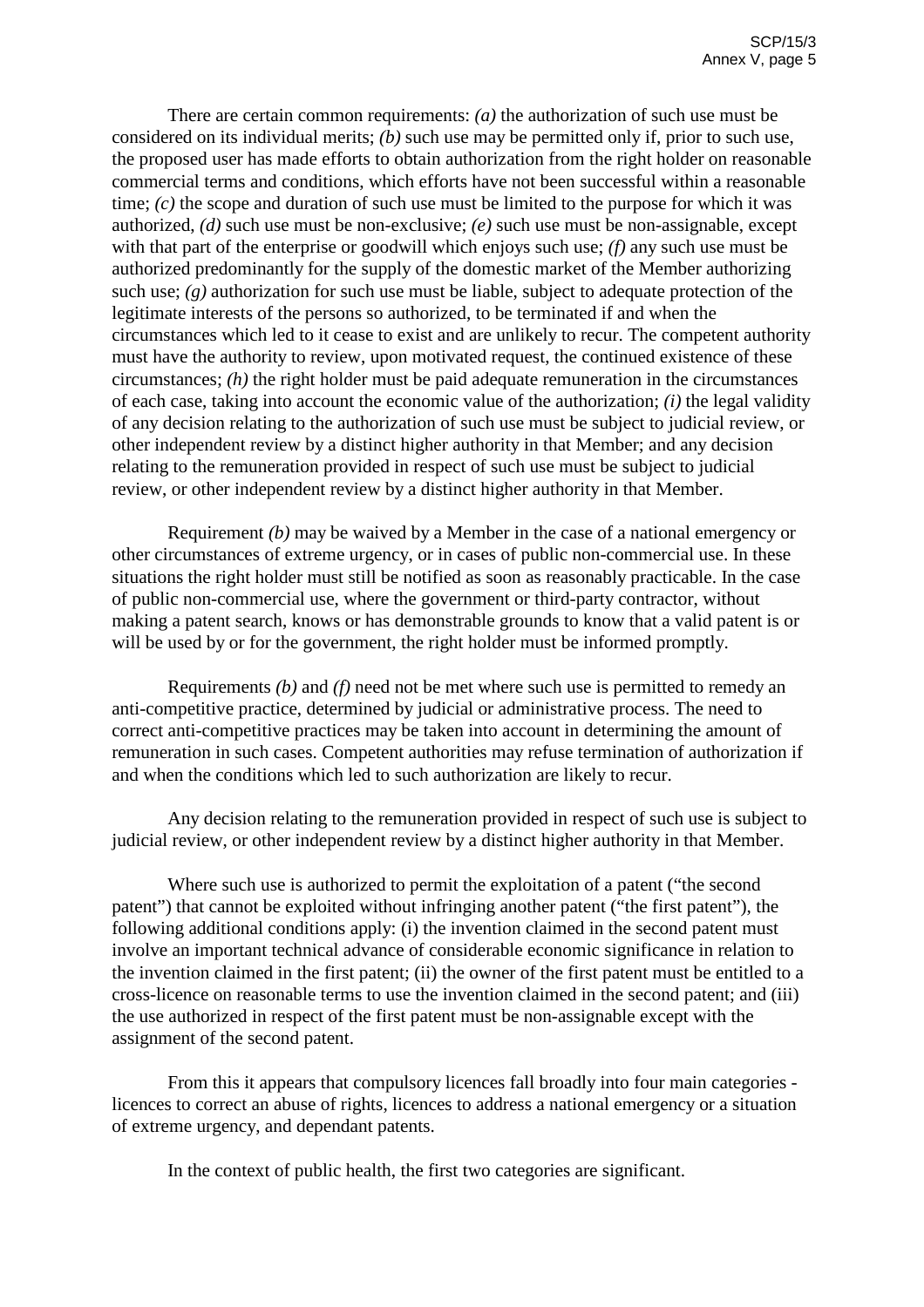There are certain common requirements: *(a)* the authorization of such use must be considered on its individual merits; *(b)* such use may be permitted only if, prior to such use, the proposed user has made efforts to obtain authorization from the right holder on reasonable commercial terms and conditions, which efforts have not been successful within a reasonable time; *(c)* the scope and duration of such use must be limited to the purpose for which it was authorized, *(d)* such use must be non-exclusive; *(e)* such use must be non-assignable, except with that part of the enterprise or goodwill which enjoys such use; *(f)* any such use must be authorized predominantly for the supply of the domestic market of the Member authorizing such use; *(g)* authorization for such use must be liable, subject to adequate protection of the legitimate interests of the persons so authorized, to be terminated if and when the circumstances which led to it cease to exist and are unlikely to recur. The competent authority must have the authority to review, upon motivated request, the continued existence of these circumstances; *(h)* the right holder must be paid adequate remuneration in the circumstances of each case, taking into account the economic value of the authorization; *(i)* the legal validity of any decision relating to the authorization of such use must be subject to judicial review, or other independent review by a distinct higher authority in that Member; and any decision relating to the remuneration provided in respect of such use must be subject to judicial review, or other independent review by a distinct higher authority in that Member.

Requirement *(b)* may be waived by a Member in the case of a national emergency or other circumstances of extreme urgency, or in cases of public non-commercial use. In these situations the right holder must still be notified as soon as reasonably practicable. In the case of public non-commercial use, where the government or third-party contractor, without making a patent search, knows or has demonstrable grounds to know that a valid patent is or will be used by or for the government, the right holder must be informed promptly.

Requirements *(b)* and *(f)* need not be met where such use is permitted to remedy an anti-competitive practice, determined by judicial or administrative process. The need to correct anti-competitive practices may be taken into account in determining the amount of remuneration in such cases. Competent authorities may refuse termination of authorization if and when the conditions which led to such authorization are likely to recur.

Any decision relating to the remuneration provided in respect of such use is subject to judicial review, or other independent review by a distinct higher authority in that Member.

Where such use is authorized to permit the exploitation of a patent ("the second patent") that cannot be exploited without infringing another patent ("the first patent"), the following additional conditions apply: (i) the invention claimed in the second patent must involve an important technical advance of considerable economic significance in relation to the invention claimed in the first patent; (ii) the owner of the first patent must be entitled to a cross-licence on reasonable terms to use the invention claimed in the second patent; and (iii) the use authorized in respect of the first patent must be non-assignable except with the assignment of the second patent.

From this it appears that compulsory licences fall broadly into four main categories - licences to correct an abuse of rights, licences to address a national emergency or a situation of extreme urgency, and dependant patents.

In the context of public health, the first two categories are significant.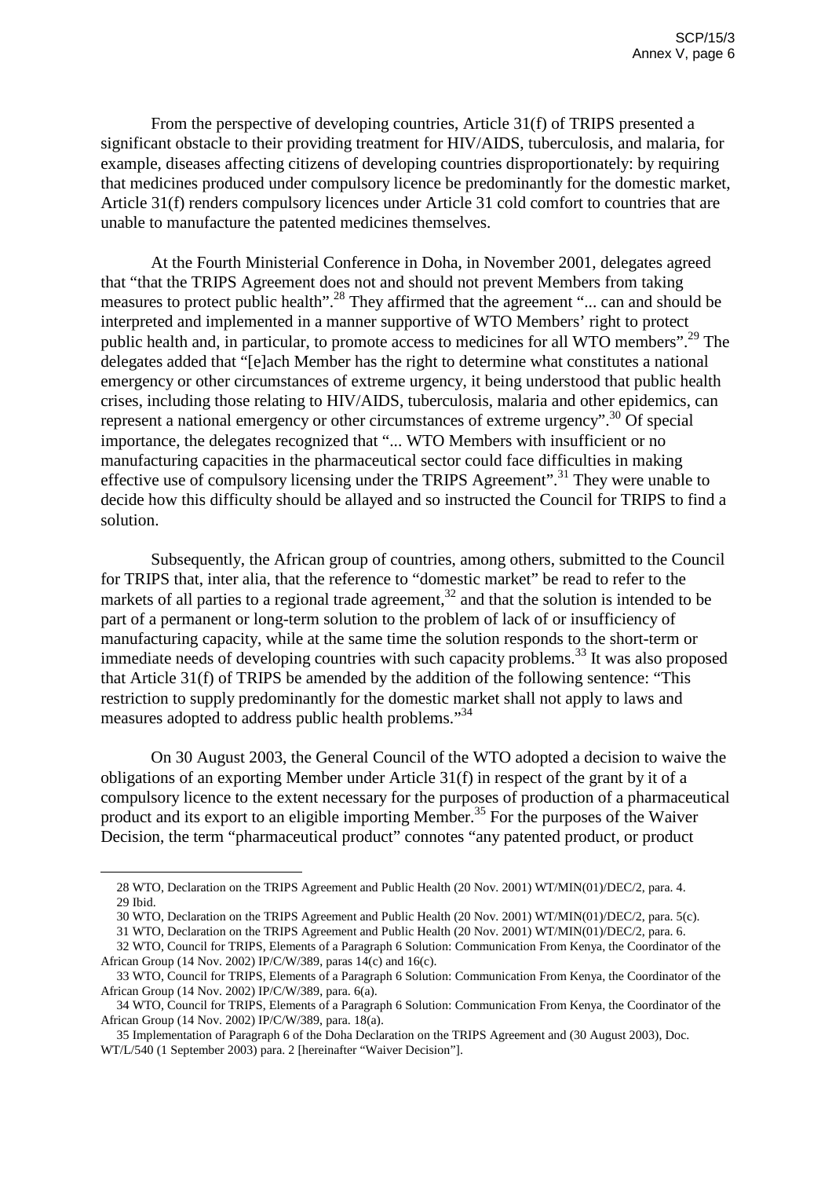From the perspective of developing countries, Article 31(f) of TRIPS presented a significant obstacle to their providing treatment for HIV/AIDS, tuberculosis, and malaria, for example, diseases affecting citizens of developing countries disproportionately: by requiring that medicines produced under compulsory licence be predominantly for the domestic market, Article 31(f) renders compulsory licences under Article 31 cold comfort to countries that are unable to manufacture the patented medicines themselves.

At the Fourth Ministerial Conference in Doha, in November 2001, delegates agreed that "that the TRIPS Agreement does not and should not prevent Members from taking measures to protect public health".[28] They affirmed that the agreement "... can and should be interpreted and implemented in a manner supportive of WTO Members' right to protect public health and, in particular, to promote access to medicines for all WTO members".[29] The delegates added that "[e]ach Member has the right to determine what constitutes a national emergency or other circumstances of extreme urgency, it being understood that public health crises, including those relating to HIV/AIDS, tuberculosis, malaria and other epidemics, can represent a national emergency or other circumstances of extreme urgency".[30] Of special importance, the delegates recognized that "... WTO Members with insufficient or no manufacturing capacities in the pharmaceutical sector could face difficulties in making effective use of compulsory licensing under the TRIPS Agreement".[31] They were unable to decide how this difficulty should be allayed and so instructed the Council for TRIPS to find a solution.

Subsequently, the African group of countries, among others, submitted to the Council for TRIPS that, inter alia, that the reference to "domestic market" be read to refer to the markets of all parties to a regional trade agreement,[32] and that the solution is intended to be part of a permanent or long-term solution to the problem of lack of or insufficiency of manufacturing capacity, while at the same time the solution responds to the short-term or immediate needs of developing countries with such capacity problems.[33] It was also proposed that Article 31(f) of TRIPS be amended by the addition of the following sentence: "This restriction to supply predominantly for the domestic market shall not apply to laws and measures adopted to address public health problems."[34]

On 30 August 2003, the General Council of the WTO adopted a decision to waive the obligations of an exporting Member under Article 31(f) in respect of the grant by it of a compulsory licence to the extent necessary for the purposes of production of a pharmaceutical product and its export to an eligible importing Member.[35] For the purposes of the Waiver Decision, the term "pharmaceutical product" connotes "any patented product, or product

---

28 WTO, Declaration on the TRIPS Agreement and Public Health (20 Nov. 2001) WT/MIN(01)/DEC/2, para. 4.
29 Ibid.
30 WTO, Declaration on the TRIPS Agreement and Public Health (20 Nov. 2001) WT/MIN(01)/DEC/2, para. 5(c).
31 WTO, Declaration on the TRIPS Agreement and Public Health (20 Nov. 2001) WT/MIN(01)/DEC/2, para. 6.
32 WTO, Council for TRIPS, Elements of a Paragraph 6 Solution: Communication From Kenya, the Coordinator of the African Group (14 Nov. 2002) IP/C/W/389, paras 14(c) and 16(c).
33 WTO, Council for TRIPS, Elements of a Paragraph 6 Solution: Communication From Kenya, the Coordinator of the African Group (14 Nov. 2002) IP/C/W/389, para. 6(a).
34 WTO, Council for TRIPS, Elements of a Paragraph 6 Solution: Communication From Kenya, the Coordinator of the African Group (14 Nov. 2002) IP/C/W/389, para. 18(a).
35 Implementation of Paragraph 6 of the Doha Declaration on the TRIPS Agreement and (30 August 2003), Doc. WT/L/540 (1 September 2003) para. 2 [hereinafter "Waiver Decision"].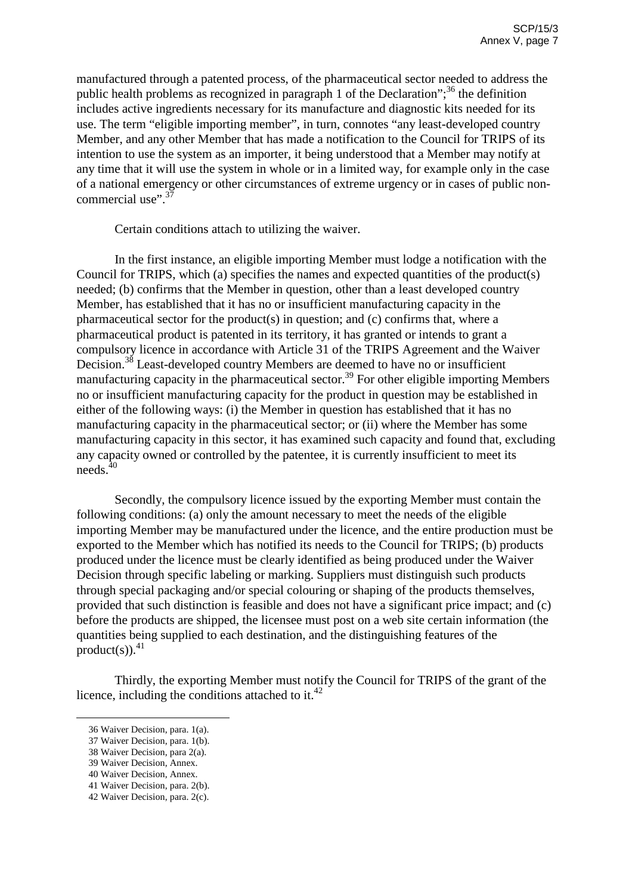manufactured through a patented process, of the pharmaceutical sector needed to address the public health problems as recognized in paragraph 1 of the Declaration";[36] the definition includes active ingredients necessary for its manufacture and diagnostic kits needed for its use. The term "eligible importing member", in turn, connotes "any least-developed country Member, and any other Member that has made a notification to the Council for TRIPS of its intention to use the system as an importer, it being understood that a Member may notify at any time that it will use the system in whole or in a limited way, for example only in the case of a national emergency or other circumstances of extreme urgency or in cases of public non-commercial use".[37]

Certain conditions attach to utilizing the waiver.

In the first instance, an eligible importing Member must lodge a notification with the Council for TRIPS, which (a) specifies the names and expected quantities of the product(s) needed; (b) confirms that the Member in question, other than a least developed country Member, has established that it has no or insufficient manufacturing capacity in the pharmaceutical sector for the product(s) in question; and (c) confirms that, where a pharmaceutical product is patented in its territory, it has granted or intends to grant a compulsory licence in accordance with Article 31 of the TRIPS Agreement and the Waiver Decision.[38] Least-developed country Members are deemed to have no or insufficient manufacturing capacity in the pharmaceutical sector.[39] For other eligible importing Members no or insufficient manufacturing capacity for the product in question may be established in either of the following ways: (i) the Member in question has established that it has no manufacturing capacity in the pharmaceutical sector; or (ii) where the Member has some manufacturing capacity in this sector, it has examined such capacity and found that, excluding any capacity owned or controlled by the patentee, it is currently insufficient to meet its needs.[40]

Secondly, the compulsory licence issued by the exporting Member must contain the following conditions: (a) only the amount necessary to meet the needs of the eligible importing Member may be manufactured under the licence, and the entire production must be exported to the Member which has notified its needs to the Council for TRIPS; (b) products produced under the licence must be clearly identified as being produced under the Waiver Decision through specific labeling or marking. Suppliers must distinguish such products through special packaging and/or special colouring or shaping of the products themselves, provided that such distinction is feasible and does not have a significant price impact; and (c) before the products are shipped, the licensee must post on a web site certain information (the quantities being supplied to each destination, and the distinguishing features of the product(s)).[41]

Thirdly, the exporting Member must notify the Council for TRIPS of the grant of the licence, including the conditions attached to it.[42]

---

36 Waiver Decision, para. 1(a).

37 Waiver Decision, para. 1(b).

38 Waiver Decision, para 2(a).

39 Waiver Decision, Annex.

40 Waiver Decision, Annex.

41 Waiver Decision, para. 2(b).

42 Waiver Decision, para. 2(c).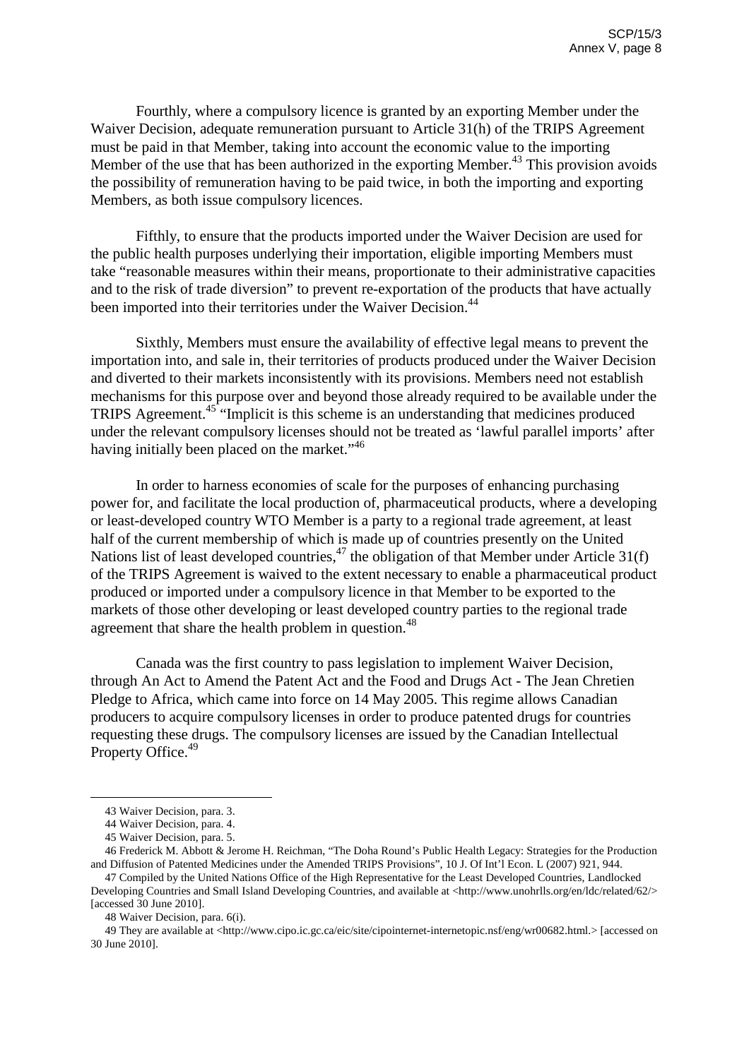Fourthly, where a compulsory licence is granted by an exporting Member under the Waiver Decision, adequate remuneration pursuant to Article 31(h) of the TRIPS Agreement must be paid in that Member, taking into account the economic value to the importing Member of the use that has been authorized in the exporting Member.[43] This provision avoids the possibility of remuneration having to be paid twice, in both the importing and exporting Members, as both issue compulsory licences.

Fifthly, to ensure that the products imported under the Waiver Decision are used for the public health purposes underlying their importation, eligible importing Members must take "reasonable measures within their means, proportionate to their administrative capacities and to the risk of trade diversion" to prevent re-exportation of the products that have actually been imported into their territories under the Waiver Decision.[44]

Sixthly, Members must ensure the availability of effective legal means to prevent the importation into, and sale in, their territories of products produced under the Waiver Decision and diverted to their markets inconsistently with its provisions. Members need not establish mechanisms for this purpose over and beyond those already required to be available under the TRIPS Agreement.[45] "Implicit is this scheme is an understanding that medicines produced under the relevant compulsory licenses should not be treated as 'lawful parallel imports' after having initially been placed on the market."[46]

In order to harness economies of scale for the purposes of enhancing purchasing power for, and facilitate the local production of, pharmaceutical products, where a developing or least-developed country WTO Member is a party to a regional trade agreement, at least half of the current membership of which is made up of countries presently on the United Nations list of least developed countries,[47] the obligation of that Member under Article 31(f) of the TRIPS Agreement is waived to the extent necessary to enable a pharmaceutical product produced or imported under a compulsory licence in that Member to be exported to the markets of those other developing or least developed country parties to the regional trade agreement that share the health problem in question.[48]

Canada was the first country to pass legislation to implement Waiver Decision, through An Act to Amend the Patent Act and the Food and Drugs Act - The Jean Chretien Pledge to Africa, which came into force on 14 May 2005. This regime allows Canadian producers to acquire compulsory licenses in order to produce patented drugs for countries requesting these drugs. The compulsory licenses are issued by the Canadian Intellectual Property Office.[49]

---

43 Waiver Decision, para. 3.

44 Waiver Decision, para. 4.

45 Waiver Decision, para. 5.

46 Frederick M. Abbott & Jerome H. Reichman, "The Doha Round's Public Health Legacy: Strategies for the Production and Diffusion of Patented Medicines under the Amended TRIPS Provisions", 10 J. Of Int'l Econ. L (2007) 921, 944.

47 Compiled by the United Nations Office of the High Representative for the Least Developed Countries, Landlocked Developing Countries and Small Island Developing Countries, and available at <http://www.unohrlls.org/en/ldc/related/62/> [accessed 30 June 2010].

48 Waiver Decision, para. 6(i).

49 They are available at <http://www.cipo.ic.gc.ca/eic/site/cipointernet-internetopic.nsf/eng/wr00682.html.> [accessed on 30 June 2010].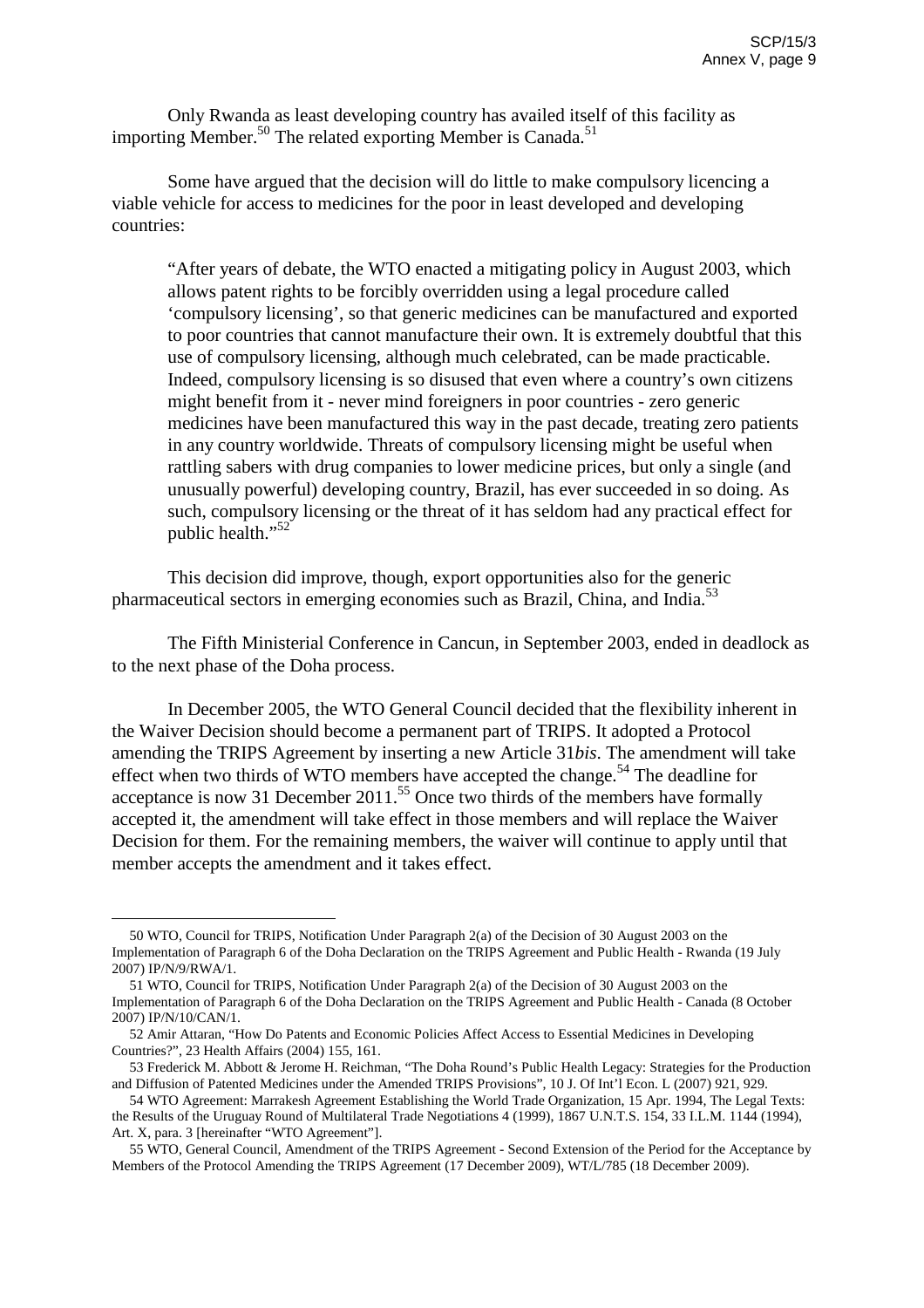Only Rwanda as least developing country has availed itself of this facility as importing Member.[50] The related exporting Member is Canada.[51]

Some have argued that the decision will do little to make compulsory licencing a viable vehicle for access to medicines for the poor in least developed and developing countries:

> "After years of debate, the WTO enacted a mitigating policy in August 2003, which allows patent rights to be forcibly overridden using a legal procedure called 'compulsory licensing', so that generic medicines can be manufactured and exported to poor countries that cannot manufacture their own. It is extremely doubtful that this use of compulsory licensing, although much celebrated, can be made practicable. Indeed, compulsory licensing is so disused that even where a country's own citizens might benefit from it - never mind foreigners in poor countries - zero generic medicines have been manufactured this way in the past decade, treating zero patients in any country worldwide. Threats of compulsory licensing might be useful when rattling sabers with drug companies to lower medicine prices, but only a single (and unusually powerful) developing country, Brazil, has ever succeeded in so doing. As such, compulsory licensing or the threat of it has seldom had any practical effect for public health."[52]

This decision did improve, though, export opportunities also for the generic pharmaceutical sectors in emerging economies such as Brazil, China, and India.[53]

The Fifth Ministerial Conference in Cancun, in September 2003, ended in deadlock as to the next phase of the Doha process.

In December 2005, the WTO General Council decided that the flexibility inherent in the Waiver Decision should become a permanent part of TRIPS. It adopted a Protocol amending the TRIPS Agreement by inserting a new Article 31*bis*. The amendment will take effect when two thirds of WTO members have accepted the change.[54] The deadline for acceptance is now 31 December 2011.[55] Once two thirds of the members have formally accepted it, the amendment will take effect in those members and will replace the Waiver Decision for them. For the remaining members, the waiver will continue to apply until that member accepts the amendment and it takes effect.

---

50 WTO, Council for TRIPS, Notification Under Paragraph 2(a) of the Decision of 30 August 2003 on the Implementation of Paragraph 6 of the Doha Declaration on the TRIPS Agreement and Public Health - Rwanda (19 July 2007) IP/N/9/RWA/1.

51 WTO, Council for TRIPS, Notification Under Paragraph 2(a) of the Decision of 30 August 2003 on the Implementation of Paragraph 6 of the Doha Declaration on the TRIPS Agreement and Public Health - Canada (8 October 2007) IP/N/10/CAN/1.

52 Amir Attaran, "How Do Patents and Economic Policies Affect Access to Essential Medicines in Developing Countries?", 23 Health Affairs (2004) 155, 161.

53 Frederick M. Abbott & Jerome H. Reichman, "The Doha Round's Public Health Legacy: Strategies for the Production and Diffusion of Patented Medicines under the Amended TRIPS Provisions", 10 J. Of Int'l Econ. L (2007) 921, 929.

54 WTO Agreement: Marrakesh Agreement Establishing the World Trade Organization, 15 Apr. 1994, The Legal Texts: the Results of the Uruguay Round of Multilateral Trade Negotiations 4 (1999), 1867 U.N.T.S. 154, 33 I.L.M. 1144 (1994), Art. X, para. 3 [hereinafter "WTO Agreement"].

55 WTO, General Council, Amendment of the TRIPS Agreement - Second Extension of the Period for the Acceptance by Members of the Protocol Amending the TRIPS Agreement (17 December 2009), WT/L/785 (18 December 2009).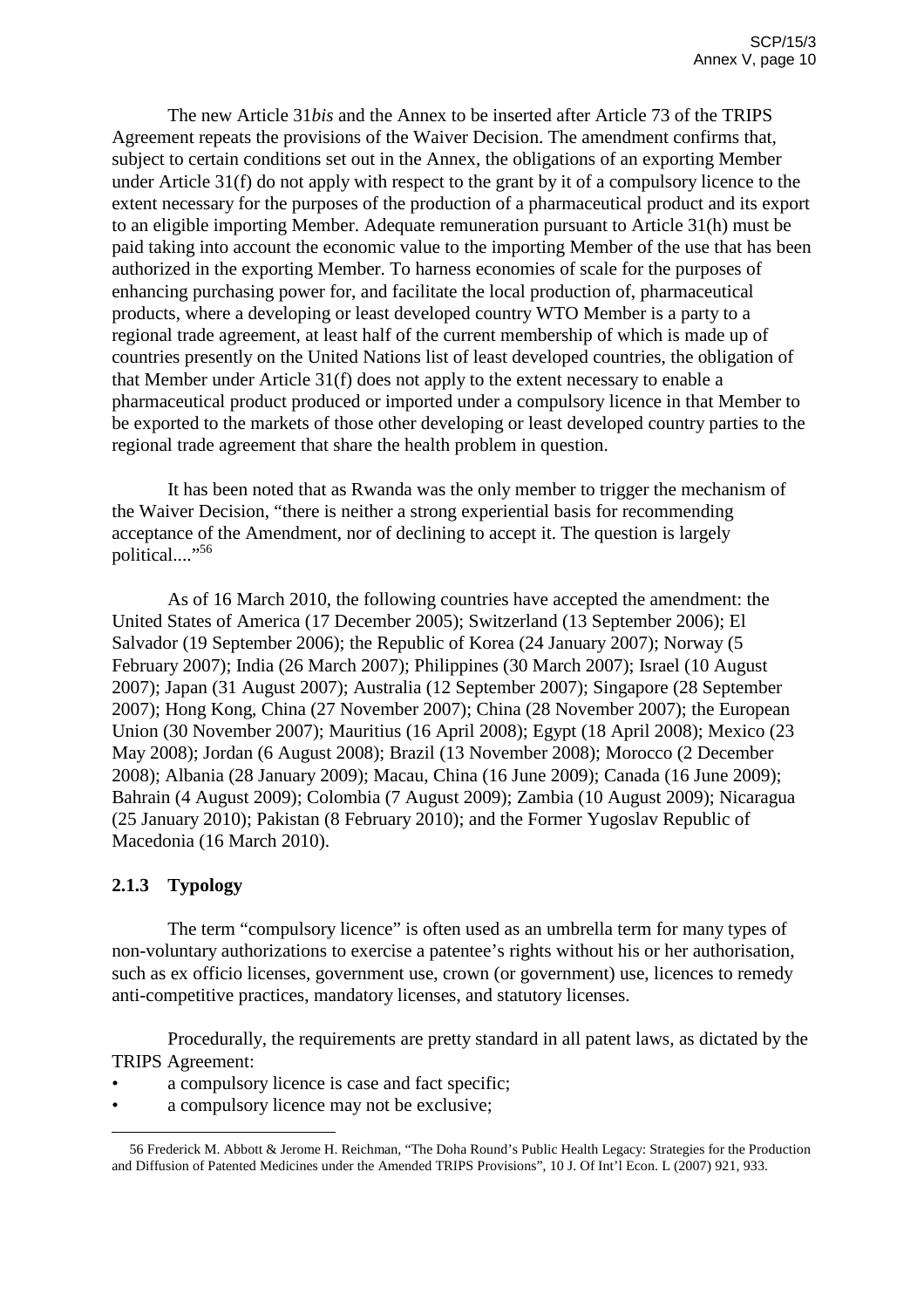The new Article 31*bis* and the Annex to be inserted after Article 73 of the TRIPS Agreement repeats the provisions of the Waiver Decision. The amendment confirms that, subject to certain conditions set out in the Annex, the obligations of an exporting Member under Article 31(f) do not apply with respect to the grant by it of a compulsory licence to the extent necessary for the purposes of the production of a pharmaceutical product and its export to an eligible importing Member. Adequate remuneration pursuant to Article 31(h) must be paid taking into account the economic value to the importing Member of the use that has been authorized in the exporting Member. To harness economies of scale for the purposes of enhancing purchasing power for, and facilitate the local production of, pharmaceutical products, where a developing or least developed country WTO Member is a party to a regional trade agreement, at least half of the current membership of which is made up of countries presently on the United Nations list of least developed countries, the obligation of that Member under Article 31(f) does not apply to the extent necessary to enable a pharmaceutical product produced or imported under a compulsory licence in that Member to be exported to the markets of those other developing or least developed country parties to the regional trade agreement that share the health problem in question.

It has been noted that as Rwanda was the only member to trigger the mechanism of the Waiver Decision, "there is neither a strong experiential basis for recommending acceptance of the Amendment, nor of declining to accept it. The question is largely political...."[56]

As of 16 March 2010, the following countries have accepted the amendment: the United States of America (17 December 2005); Switzerland (13 September 2006); El Salvador (19 September 2006); the Republic of Korea (24 January 2007); Norway (5 February 2007); India (26 March 2007); Philippines (30 March 2007); Israel (10 August 2007); Japan (31 August 2007); Australia (12 September 2007); Singapore (28 September 2007); Hong Kong, China (27 November 2007); China (28 November 2007); the European Union (30 November 2007); Mauritius (16 April 2008); Egypt (18 April 2008); Mexico (23 May 2008); Jordan (6 August 2008); Brazil (13 November 2008); Morocco (2 December 2008); Albania (28 January 2009); Macau, China (16 June 2009); Canada (16 June 2009); Bahrain (4 August 2009); Colombia (7 August 2009); Zambia (10 August 2009); Nicaragua (25 January 2010); Pakistan (8 February 2010); and the Former Yugoslav Republic of Macedonia (16 March 2010).

### 2.1.3 Typology

The term "compulsory licence" is often used as an umbrella term for many types of non-voluntary authorizations to exercise a patentee's rights without his or her authorisation, such as ex officio licenses, government use, crown (or government) use, licences to remedy anti-competitive practices, mandatory licenses, and statutory licenses.

Procedurally, the requirements are pretty standard in all patent laws, as dictated by the TRIPS Agreement:

- a compulsory licence is case and fact specific;
- a compulsory licence may not be exclusive;

---

56 Frederick M. Abbott & Jerome H. Reichman, "The Doha Round's Public Health Legacy: Strategies for the Production and Diffusion of Patented Medicines under the Amended TRIPS Provisions", 10 J. Of Int'l Econ. L (2007) 921, 933.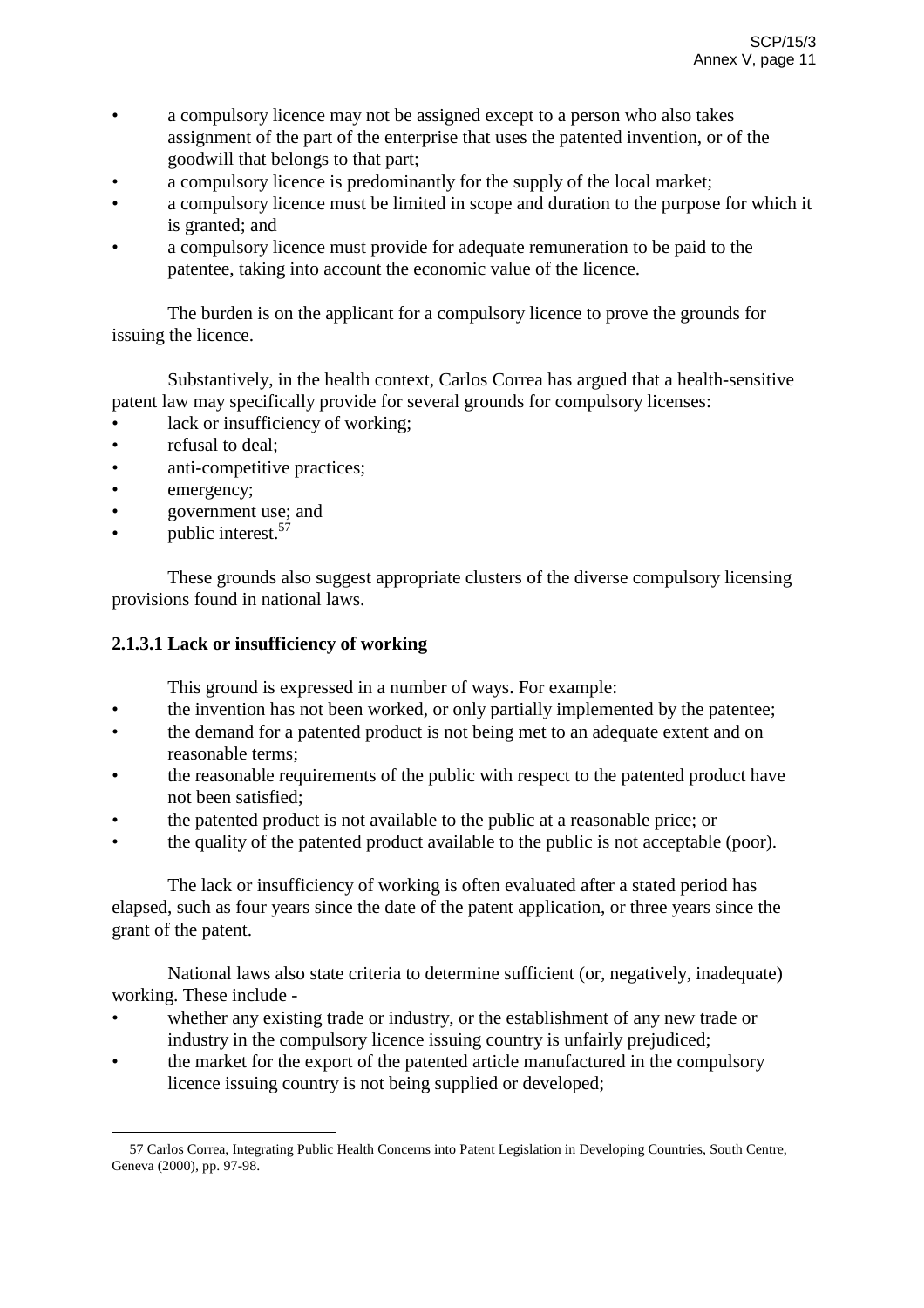- a compulsory licence may not be assigned except to a person who also takes assignment of the part of the enterprise that uses the patented invention, or of the goodwill that belongs to that part;
- a compulsory licence is predominantly for the supply of the local market;
- a compulsory licence must be limited in scope and duration to the purpose for which it is granted; and
- a compulsory licence must provide for adequate remuneration to be paid to the patentee, taking into account the economic value of the licence.

The burden is on the applicant for a compulsory licence to prove the grounds for issuing the licence.

Substantively, in the health context, Carlos Correa has argued that a health-sensitive patent law may specifically provide for several grounds for compulsory licenses:

- lack or insufficiency of working;
- refusal to deal;
- anti-competitive practices;
- emergency;
- government use; and
- public interest.[57]

These grounds also suggest appropriate clusters of the diverse compulsory licensing provisions found in national laws.

### 2.1.3.1 Lack or insufficiency of working

This ground is expressed in a number of ways. For example:

- the invention has not been worked, or only partially implemented by the patentee;
- the demand for a patented product is not being met to an adequate extent and on reasonable terms;
- the reasonable requirements of the public with respect to the patented product have not been satisfied;
- the patented product is not available to the public at a reasonable price; or
- the quality of the patented product available to the public is not acceptable (poor).

The lack or insufficiency of working is often evaluated after a stated period has elapsed, such as four years since the date of the patent application, or three years since the grant of the patent.

National laws also state criteria to determine sufficient (or, negatively, inadequate) working. These include -

- whether any existing trade or industry, or the establishment of any new trade or industry in the compulsory licence issuing country is unfairly prejudiced;
- the market for the export of the patented article manufactured in the compulsory licence issuing country is not being supplied or developed;

---

57 Carlos Correa, Integrating Public Health Concerns into Patent Legislation in Developing Countries, South Centre, Geneva (2000), pp. 97-98.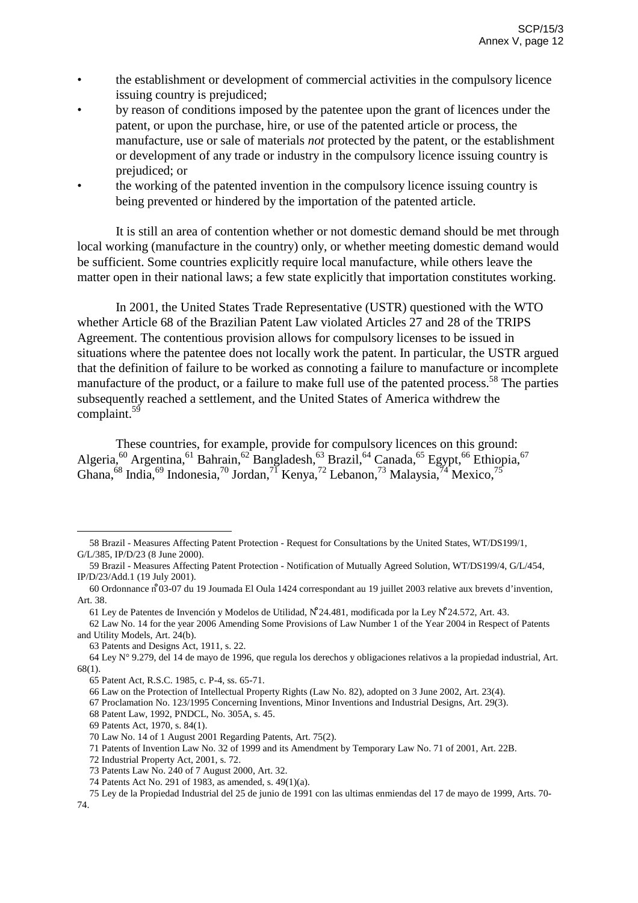- the establishment or development of commercial activities in the compulsory licence issuing country is prejudiced;
- by reason of conditions imposed by the patentee upon the grant of licences under the patent, or upon the purchase, hire, or use of the patented article or process, the manufacture, use or sale of materials *not* protected by the patent, or the establishment or development of any trade or industry in the compulsory licence issuing country is prejudiced; or
- the working of the patented invention in the compulsory licence issuing country is being prevented or hindered by the importation of the patented article.

It is still an area of contention whether or not domestic demand should be met through local working (manufacture in the country) only, or whether meeting domestic demand would be sufficient. Some countries explicitly require local manufacture, while others leave the matter open in their national laws; a few state explicitly that importation constitutes working.

In 2001, the United States Trade Representative (USTR) questioned with the WTO whether Article 68 of the Brazilian Patent Law violated Articles 27 and 28 of the TRIPS Agreement. The contentious provision allows for compulsory licenses to be issued in situations where the patentee does not locally work the patent. In particular, the USTR argued that the definition of failure to be worked as connoting a failure to manufacture or incomplete manufacture of the product, or a failure to make full use of the patented process.[58] The parties subsequently reached a settlement, and the United States of America withdrew the complaint.[59]

These countries, for example, provide for compulsory licences on this ground: Algeria,[60] Argentina,[61] Bahrain,[62] Bangladesh,[63] Brazil,[64] Canada,[65] Egypt,[66] Ethiopia,[67] Ghana,[68] India,[69] Indonesia,[70] Jordan,[71] Kenya,[72] Lebanon,[73] Malaysia,[74] Mexico,[75]

---

58 Brazil - Measures Affecting Patent Protection - Request for Consultations by the United States, WT/DS199/1, G/L/385, IP/D/23 (8 June 2000).

59 Brazil - Measures Affecting Patent Protection - Notification of Mutually Agreed Solution, WT/DS199/4, G/L/454, IP/D/23/Add.1 (19 July 2001).

60 Ordonnance n°03-07 du 19 Joumada El Oula 1424 correspondant au 19 juillet 2003 relative aux brevets d'invention, Art. 38.

61 Ley de Patentes de Invención y Modelos de Utilidad, N°24.481, modificada por la Ley N°24.572, Art. 43.

62 Law No. 14 for the year 2006 Amending Some Provisions of Law Number 1 of the Year 2004 in Respect of Patents and Utility Models, Art. 24(b).

63 Patents and Designs Act, 1911, s. 22.

64 Ley N° 9.279, del 14 de mayo de 1996, que regula los derechos y obligaciones relativos a la propiedad industrial, Art. 68(1).

65 Patent Act, R.S.C. 1985, c. P-4, ss. 65-71.

66 Law on the Protection of Intellectual Property Rights (Law No. 82), adopted on 3 June 2002, Art. 23(4).

67 Proclamation No. 123/1995 Concerning Inventions, Minor Inventions and Industrial Designs, Art. 29(3).

68 Patent Law, 1992, PNDCL, No. 305A, s. 45.

69 Patents Act, 1970, s. 84(1).

70 Law No. 14 of 1 August 2001 Regarding Patents, Art. 75(2).

71 Patents of Invention Law No. 32 of 1999 and its Amendment by Temporary Law No. 71 of 2001, Art. 22B.

72 Industrial Property Act, 2001, s. 72.

73 Patents Law No. 240 of 7 August 2000, Art. 32.

74 Patents Act No. 291 of 1983, as amended, s. 49(1)(a).

75 Ley de la Propiedad Industrial del 25 de junio de 1991 con las ultimas enmiendas del 17 de mayo de 1999, Arts. 70-74.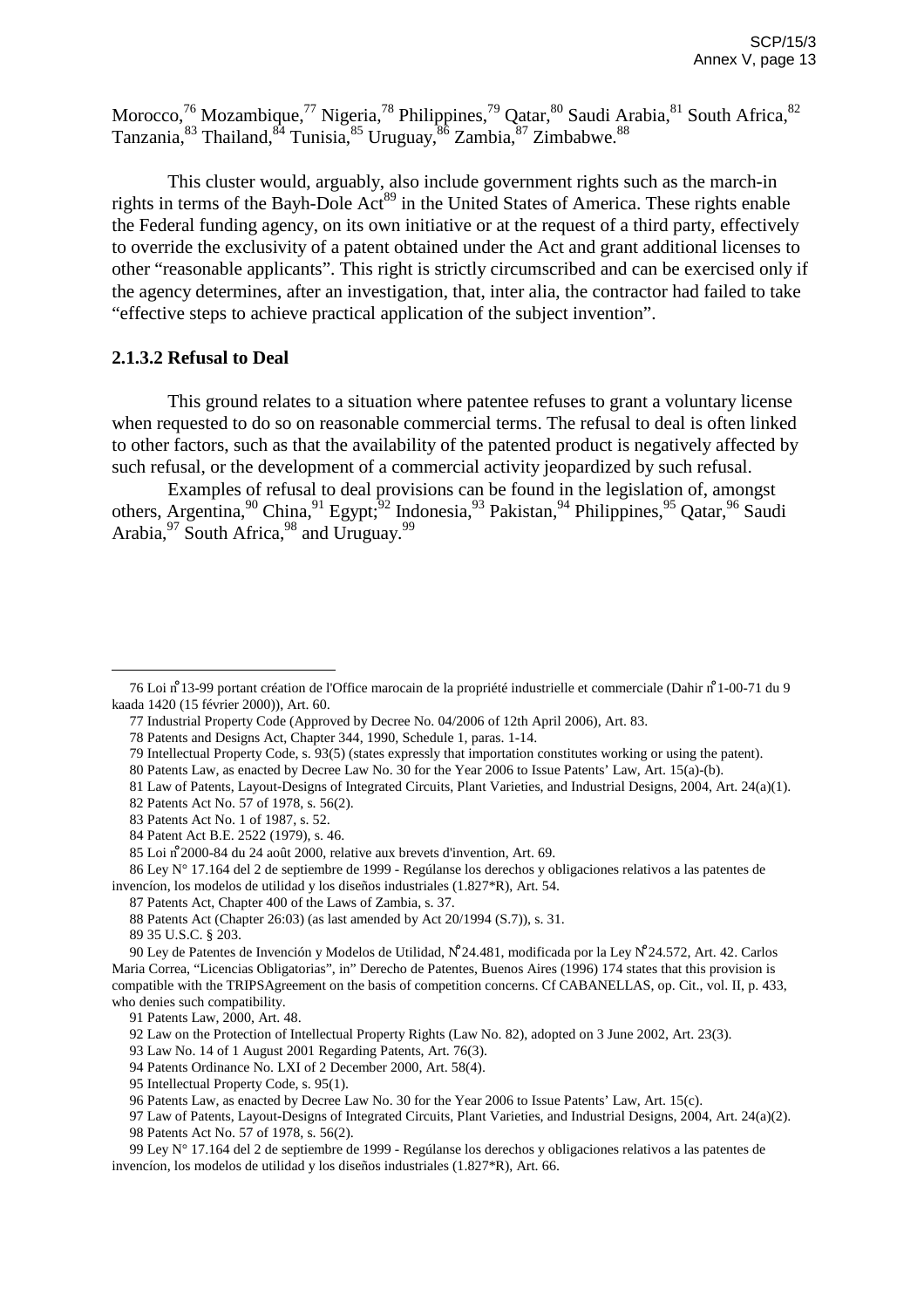Morocco,[76] Mozambique,[77] Nigeria,[78] Philippines,[79] Qatar,[80] Saudi Arabia,[81] South Africa,[82] Tanzania,[83] Thailand,[84] Tunisia,[85] Uruguay,[86] Zambia,[87] Zimbabwe.[88]

This cluster would, arguably, also include government rights such as the march-in rights in terms of the Bayh-Dole Act[89] in the United States of America. These rights enable the Federal funding agency, on its own initiative or at the request of a third party, effectively to override the exclusivity of a patent obtained under the Act and grant additional licenses to other "reasonable applicants". This right is strictly circumscribed and can be exercised only if the agency determines, after an investigation, that, inter alia, the contractor had failed to take "effective steps to achieve practical application of the subject invention".

### 2.1.3.2 Refusal to Deal

This ground relates to a situation where patentee refuses to grant a voluntary license when requested to do so on reasonable commercial terms. The refusal to deal is often linked to other factors, such as that the availability of the patented product is negatively affected by such refusal, or the development of a commercial activity jeopardized by such refusal.

Examples of refusal to deal provisions can be found in the legislation of, amongst others, Argentina,[90] China,[91] Egypt;[92] Indonesia,[93] Pakistan,[94] Philippines,[95] Qatar,[96] Saudi Arabia,[97] South Africa,[98] and Uruguay.[99]

---

76 Loi n°13-99 portant création de l'Office marocain de la propriété industrielle et commerciale (Dahir n°1-00-71 du 9 kaada 1420 (15 février 2000)), Art. 60.

77 Industrial Property Code (Approved by Decree No. 04/2006 of 12th April 2006), Art. 83.

78 Patents and Designs Act, Chapter 344, 1990, Schedule 1, paras. 1-14.

79 Intellectual Property Code, s. 93(5) (states expressly that importation constitutes working or using the patent).

80 Patents Law, as enacted by Decree Law No. 30 for the Year 2006 to Issue Patents' Law, Art. 15(a)-(b).

81 Law of Patents, Layout-Designs of Integrated Circuits, Plant Varieties, and Industrial Designs, 2004, Art. 24(a)(1).

82 Patents Act No. 57 of 1978, s. 56(2).

83 Patents Act No. 1 of 1987, s. 52.

84 Patent Act B.E. 2522 (1979), s. 46.

85 Loi n°2000-84 du 24 août 2000, relative aux brevets d'invention, Art. 69.

86 Ley N° 17.164 del 2 de septiembre de 1999 - Regúlanse los derechos y obligaciones relativos a las patentes de invencíon, los modelos de utilidad y los diseños industriales (1.827*R), Art. 54.

87 Patents Act, Chapter 400 of the Laws of Zambia, s. 37.

88 Patents Act (Chapter 26:03) (as last amended by Act 20/1994 (S.7)), s. 31.

89 35 U.S.C. § 203.

90 Ley de Patentes de Invención y Modelos de Utilidad, N°24.481, modificada por la Ley N°24.572, Art. 42. Carlos Maria Correa, "Licencias Obligatorias", in" Derecho de Patentes, Buenos Aires (1996) 174 states that this provision is compatible with the TRIPSAgreement on the basis of competition concerns. Cf CABANELLAS, op. Cit., vol. II, p. 433, who denies such compatibility.

91 Patents Law, 2000, Art. 48.

92 Law on the Protection of Intellectual Property Rights (Law No. 82), adopted on 3 June 2002, Art. 23(3).

93 Law No. 14 of 1 August 2001 Regarding Patents, Art. 76(3).

94 Patents Ordinance No. LXI of 2 December 2000, Art. 58(4).

95 Intellectual Property Code, s. 95(1).

96 Patents Law, as enacted by Decree Law No. 30 for the Year 2006 to Issue Patents' Law, Art. 15(c).

97 Law of Patents, Layout-Designs of Integrated Circuits, Plant Varieties, and Industrial Designs, 2004, Art. 24(a)(2).

98 Patents Act No. 57 of 1978, s. 56(2).

99 Ley N° 17.164 del 2 de septiembre de 1999 - Regúlanse los derechos y obligaciones relativos a las patentes de invencíon, los modelos de utilidad y los diseños industriales (1.827*R), Art. 66.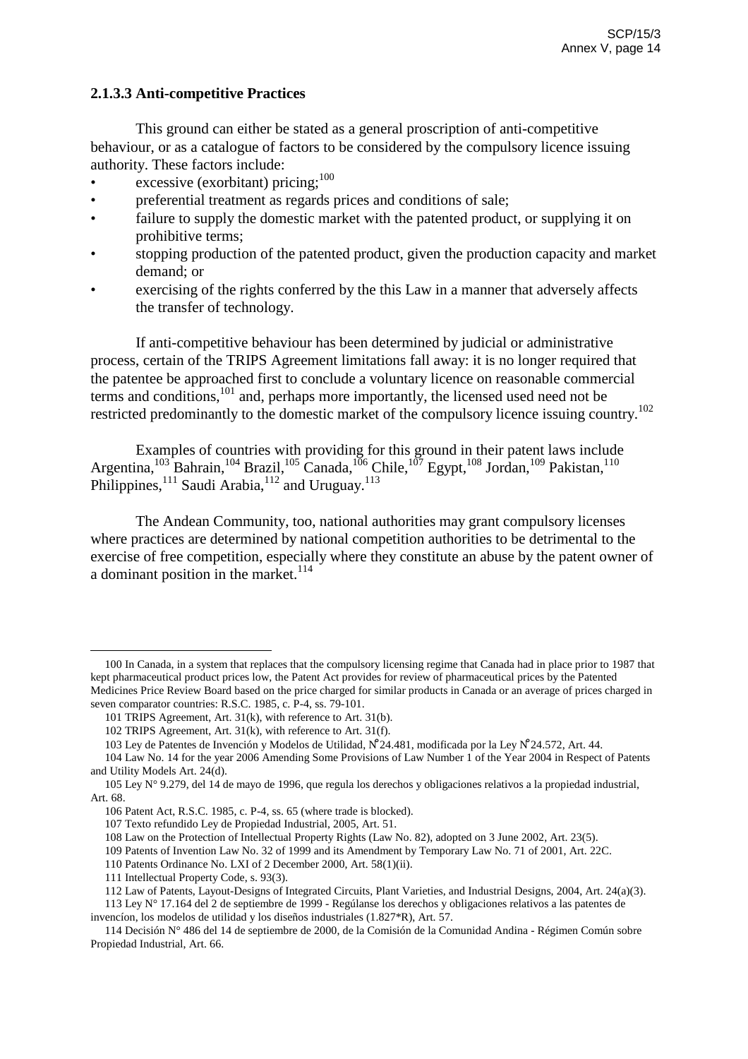### 2.1.3.3 Anti-competitive Practices

This ground can either be stated as a general proscription of anti-competitive behaviour, or as a catalogue of factors to be considered by the compulsory licence issuing authority. These factors include:

- excessive (exorbitant) pricing;[100]
- preferential treatment as regards prices and conditions of sale;
- failure to supply the domestic market with the patented product, or supplying it on prohibitive terms;
- stopping production of the patented product, given the production capacity and market demand; or
- exercising of the rights conferred by the this Law in a manner that adversely affects the transfer of technology.

If anti-competitive behaviour has been determined by judicial or administrative process, certain of the TRIPS Agreement limitations fall away: it is no longer required that the patentee be approached first to conclude a voluntary licence on reasonable commercial terms and conditions,[101] and, perhaps more importantly, the licensed used need not be restricted predominantly to the domestic market of the compulsory licence issuing country.[102]

Examples of countries with providing for this ground in their patent laws include Argentina,[103] Bahrain,[104] Brazil,[105] Canada,[106] Chile,[107] Egypt,[108] Jordan,[109] Pakistan,[110] Philippines,[111] Saudi Arabia,[112] and Uruguay.[113]

The Andean Community, too, national authorities may grant compulsory licenses where practices are determined by national competition authorities to be detrimental to the exercise of free competition, especially where they constitute an abuse by the patent owner of a dominant position in the market.[114]

---

100 In Canada, in a system that replaces that the compulsory licensing regime that Canada had in place prior to 1987 that kept pharmaceutical product prices low, the Patent Act provides for review of pharmaceutical prices by the Patented Medicines Price Review Board based on the price charged for similar products in Canada or an average of prices charged in seven comparator countries: R.S.C. 1985, c. P-4, ss. 79-101.

101 TRIPS Agreement, Art. 31(k), with reference to Art. 31(b).

102 TRIPS Agreement, Art. 31(k), with reference to Art. 31(f).

103 Ley de Patentes de Invención y Modelos de Utilidad, N°24.481, modificada por la Ley N°24.572, Art. 44.

104 Law No. 14 for the year 2006 Amending Some Provisions of Law Number 1 of the Year 2004 in Respect of Patents and Utility Models Art. 24(d).

105 Ley N° 9.279, del 14 de mayo de 1996, que regula los derechos y obligaciones relativos a la propiedad industrial, Art. 68.

106 Patent Act, R.S.C. 1985, c. P-4, ss. 65 (where trade is blocked).

107 Texto refundido Ley de Propiedad Industrial, 2005, Art. 51.

108 Law on the Protection of Intellectual Property Rights (Law No. 82), adopted on 3 June 2002, Art. 23(5).

109 Patents of Invention Law No. 32 of 1999 and its Amendment by Temporary Law No. 71 of 2001, Art. 22C.

110 Patents Ordinance No. LXI of 2 December 2000, Art. 58(1)(ii).

111 Intellectual Property Code, s. 93(3).

112 Law of Patents, Layout-Designs of Integrated Circuits, Plant Varieties, and Industrial Designs, 2004, Art. 24(a)(3).

113 Ley N° 17.164 del 2 de septiembre de 1999 - Regúlanse los derechos y obligaciones relativos a las patentes de invencíon, los modelos de utilidad y los diseños industriales (1.827*R), Art. 57.

114 Decisión N° 486 del 14 de septiembre de 2000, de la Comisión de la Comunidad Andina - Régimen Común sobre Propiedad Industrial, Art. 66.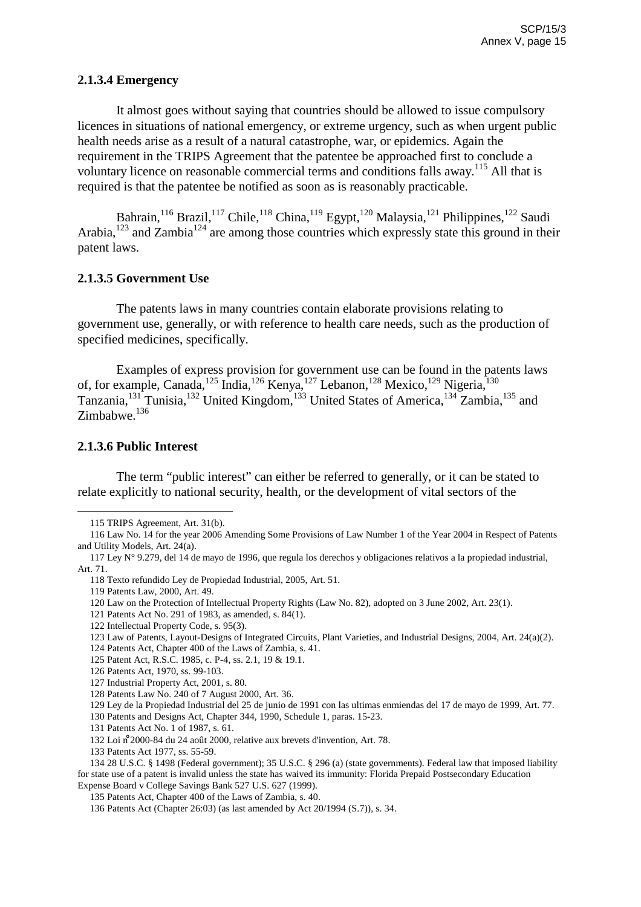### 2.1.3.4 Emergency

It almost goes without saying that countries should be allowed to issue compulsory licences in situations of national emergency, or extreme urgency, such as when urgent public health needs arise as a result of a natural catastrophe, war, or epidemics. Again the requirement in the TRIPS Agreement that the patentee be approached first to conclude a voluntary licence on reasonable commercial terms and conditions falls away.[115] All that is required is that the patentee be notified as soon as is reasonably practicable.

Bahrain,[116] Brazil,[117] Chile,[118] China,[119] Egypt,[120] Malaysia,[121] Philippines,[122] Saudi Arabia,[123] and Zambia[124] are among those countries which expressly state this ground in their patent laws.

### 2.1.3.5 Government Use

The patents laws in many countries contain elaborate provisions relating to government use, generally, or with reference to health care needs, such as the production of specified medicines, specifically.

Examples of express provision for government use can be found in the patents laws of, for example, Canada,[125] India,[126] Kenya,[127] Lebanon,[128] Mexico,[129] Nigeria,[130] Tanzania,[131] Tunisia,[132] United Kingdom,[133] United States of America,[134] Zambia,[135] and Zimbabwe.[136]

### 2.1.3.6 Public Interest

The term "public interest" can either be referred to generally, or it can be stated to relate explicitly to national security, health, or the development of vital sectors of the

---

115 TRIPS Agreement, Art. 31(b).

116 Law No. 14 for the year 2006 Amending Some Provisions of Law Number 1 of the Year 2004 in Respect of Patents and Utility Models, Art. 24(a).

117 Ley N° 9.279, del 14 de mayo de 1996, que regula los derechos y obligaciones relativos a la propiedad industrial, Art. 71.

118 Texto refundido Ley de Propiedad Industrial, 2005, Art. 51.

119 Patents Law, 2000, Art. 49.

120 Law on the Protection of Intellectual Property Rights (Law No. 82), adopted on 3 June 2002, Art. 23(1).

121 Patents Act No. 291 of 1983, as amended, s. 84(1).

122 Intellectual Property Code, s. 95(3).

123 Law of Patents, Layout-Designs of Integrated Circuits, Plant Varieties, and Industrial Designs, 2004, Art. 24(a)(2).

124 Patents Act, Chapter 400 of the Laws of Zambia, s. 41.

125 Patent Act, R.S.C. 1985, c. P-4, ss. 2.1, 19 & 19.1.

126 Patents Act, 1970, ss. 99-103.

127 Industrial Property Act, 2001, s. 80.

128 Patents Law No. 240 of 7 August 2000, Art. 36.

129 Ley de la Propiedad Industrial del 25 de junio de 1991 con las ultimas enmiendas del 17 de mayo de 1999, Art. 77.

130 Patents and Designs Act, Chapter 344, 1990, Schedule 1, paras. 15-23.

131 Patents Act No. 1 of 1987, s. 61.

132 Loi n°2000-84 du 24 août 2000, relative aux brevets d'invention, Art. 78.

133 Patents Act 1977, ss. 55-59.

134 28 U.S.C. § 1498 (Federal government); 35 U.S.C. § 296 (a) (state governments). Federal law that imposed liability for state use of a patent is invalid unless the state has waived its immunity: Florida Prepaid Postsecondary Education Expense Board v College Savings Bank 527 U.S. 627 (1999).

135 Patents Act, Chapter 400 of the Laws of Zambia, s. 40.

136 Patents Act (Chapter 26:03) (as last amended by Act 20/1994 (S.7)), s. 34.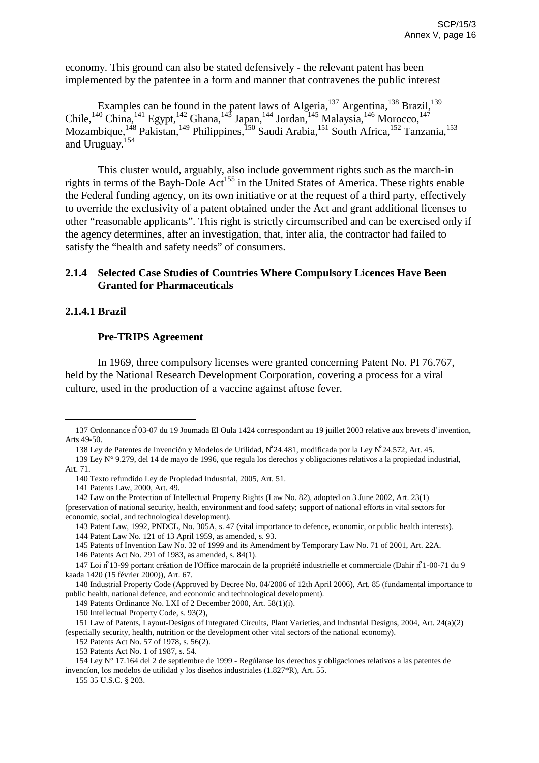economy. This ground can also be stated defensively - the relevant patent has been implemented by the patentee in a form and manner that contravenes the public interest

Examples can be found in the patent laws of Algeria,[137] Argentina,[138] Brazil,[139] Chile,[140] China,[141] Egypt,[142] Ghana,[143] Japan,[144] Jordan,[145] Malaysia,[146] Morocco,[147] Mozambique,[148] Pakistan,[149] Philippines,[150] Saudi Arabia,[151] South Africa,[152] Tanzania,[153] and Uruguay.[154]

This cluster would, arguably, also include government rights such as the march-in rights in terms of the Bayh-Dole Act[155] in the United States of America. These rights enable the Federal funding agency, on its own initiative or at the request of a third party, effectively to override the exclusivity of a patent obtained under the Act and grant additional licenses to other "reasonable applicants". This right is strictly circumscribed and can be exercised only if the agency determines, after an investigation, that, inter alia, the contractor had failed to satisfy the "health and safety needs" of consumers.

### 2.1.4 Selected Case Studies of Countries Where Compulsory Licences Have Been Granted for Pharmaceuticals

#### 2.1.4.1 Brazil

**Pre-TRIPS Agreement**

In 1969, three compulsory licenses were granted concerning Patent No. PI 76.767, held by the National Research Development Corporation, covering a process for a viral culture, used in the production of a vaccine against aftose fever.

---

137 Ordonnance n°03-07 du 19 Joumada El Oula 1424 correspondant au 19 juillet 2003 relative aux brevets d'invention, Arts 49-50.

138 Ley de Patentes de Invención y Modelos de Utilidad, N°24.481, modificada por la Ley N°24.572, Art. 45.

139 Ley N° 9.279, del 14 de mayo de 1996, que regula los derechos y obligaciones relativos a la propiedad industrial, Art. 71.

140 Texto refundido Ley de Propiedad Industrial, 2005, Art. 51.

141 Patents Law, 2000, Art. 49.

142 Law on the Protection of Intellectual Property Rights (Law No. 82), adopted on 3 June 2002, Art. 23(1) (preservation of national security, health, environment and food safety; support of national efforts in vital sectors for economic, social, and technological development).

143 Patent Law, 1992, PNDCL, No. 305A, s. 47 (vital importance to defence, economic, or public health interests).

144 Patent Law No. 121 of 13 April 1959, as amended, s. 93.

145 Patents of Invention Law No. 32 of 1999 and its Amendment by Temporary Law No. 71 of 2001, Art. 22A.

146 Patents Act No. 291 of 1983, as amended, s. 84(1).

147 Loi n°13-99 portant création de l'Office marocain de la propriété industrielle et commerciale (Dahir n°1-00-71 du 9 kaada 1420 (15 février 2000)), Art. 67.

148 Industrial Property Code (Approved by Decree No. 04/2006 of 12th April 2006), Art. 85 (fundamental importance to public health, national defence, and economic and technological development).

149 Patents Ordinance No. LXI of 2 December 2000, Art. 58(1)(i).

150 Intellectual Property Code, s. 93(2),

151 Law of Patents, Layout-Designs of Integrated Circuits, Plant Varieties, and Industrial Designs, 2004, Art. 24(a)(2) (especially security, health, nutrition or the development other vital sectors of the national economy).

152 Patents Act No. 57 of 1978, s. 56(2).

153 Patents Act No. 1 of 1987, s. 54.

154 Ley N° 17.164 del 2 de septiembre de 1999 - Regúlanse los derechos y obligaciones relativos a las patentes de invencíon, los modelos de utilidad y los diseños industriales (1.827*R), Art. 55.

155 35 U.S.C. § 203.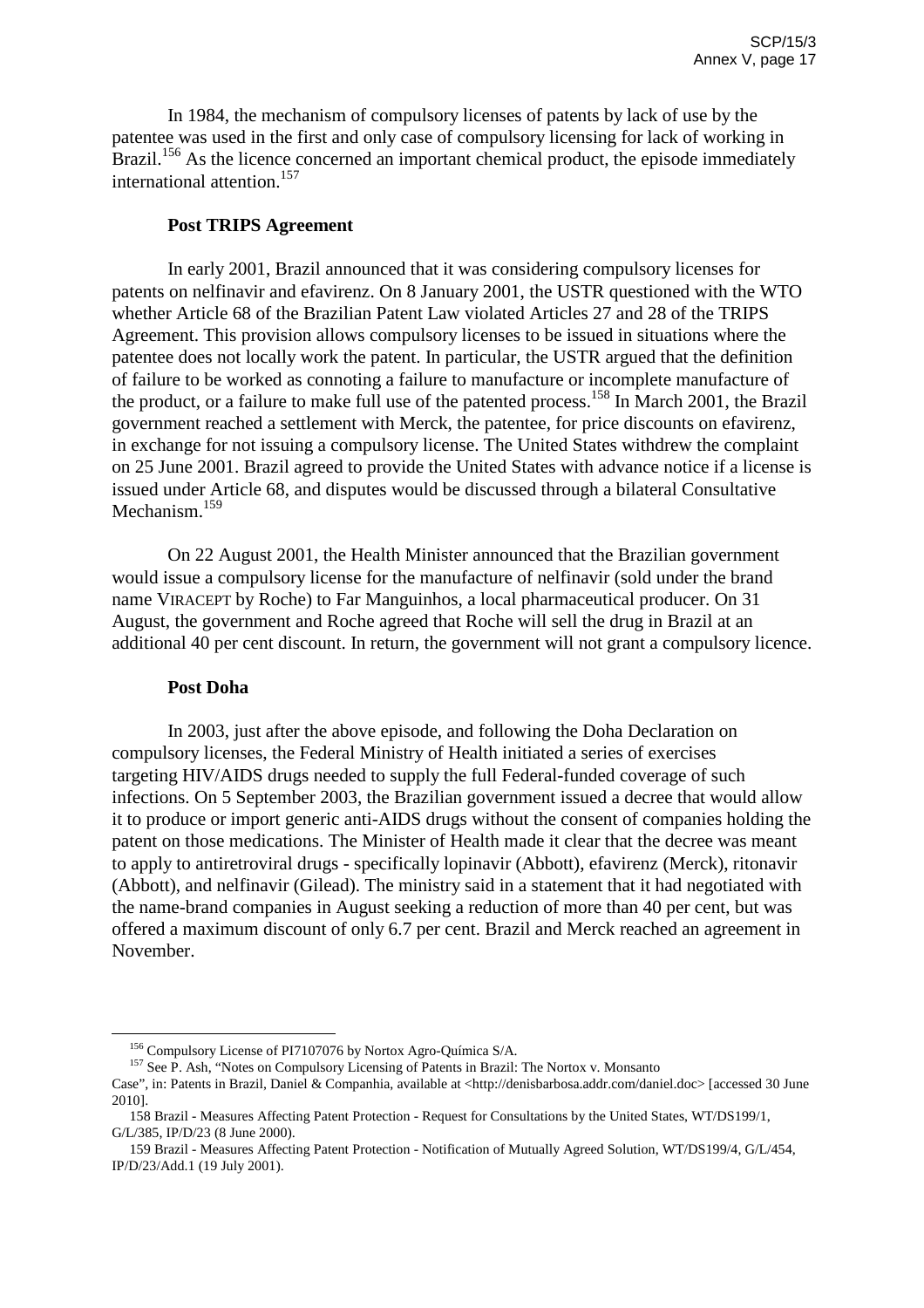In 1984, the mechanism of compulsory licenses of patents by lack of use by the patentee was used in the first and only case of compulsory licensing for lack of working in Brazil.[156] As the licence concerned an important chemical product, the episode immediately international attention.[157]

**Post TRIPS Agreement**

In early 2001, Brazil announced that it was considering compulsory licenses for patents on nelfinavir and efavirenz. On 8 January 2001, the USTR questioned with the WTO whether Article 68 of the Brazilian Patent Law violated Articles 27 and 28 of the TRIPS Agreement. This provision allows compulsory licenses to be issued in situations where the patentee does not locally work the patent. In particular, the USTR argued that the definition of failure to be worked as connoting a failure to manufacture or incomplete manufacture of the product, or a failure to make full use of the patented process.[158] In March 2001, the Brazil government reached a settlement with Merck, the patentee, for price discounts on efavirenz, in exchange for not issuing a compulsory license. The United States withdrew the complaint on 25 June 2001. Brazil agreed to provide the United States with advance notice if a license is issued under Article 68, and disputes would be discussed through a bilateral Consultative Mechanism.[159]

On 22 August 2001, the Health Minister announced that the Brazilian government would issue a compulsory license for the manufacture of nelfinavir (sold under the brand name VIRACEPT by Roche) to Far Manguinhos, a local pharmaceutical producer. On 31 August, the government and Roche agreed that Roche will sell the drug in Brazil at an additional 40 per cent discount. In return, the government will not grant a compulsory licence.

**Post Doha**

In 2003, just after the above episode, and following the Doha Declaration on compulsory licenses, the Federal Ministry of Health initiated a series of exercises targeting HIV/AIDS drugs needed to supply the full Federal-funded coverage of such infections. On 5 September 2003, the Brazilian government issued a decree that would allow it to produce or import generic anti-AIDS drugs without the consent of companies holding the patent on those medications. The Minister of Health made it clear that the decree was meant to apply to antiretroviral drugs - specifically lopinavir (Abbott), efavirenz (Merck), ritonavir (Abbott), and nelfinavir (Gilead). The ministry said in a statement that it had negotiated with the name-brand companies in August seeking a reduction of more than 40 per cent, but was offered a maximum discount of only 6.7 per cent. Brazil and Merck reached an agreement in November.

---

[156] Compulsory License of PI7107076 by Nortox Agro-Química S/A.

[157] See P. Ash, "Notes on Compulsory Licensing of Patents in Brazil: The Nortox v. Monsanto Case", in: Patents in Brazil, Daniel & Companhia, available at <http://denisbarbosa.addr.com/daniel.doc> [accessed 30 June 2010].

158 Brazil - Measures Affecting Patent Protection - Request for Consultations by the United States, WT/DS199/1, G/L/385, IP/D/23 (8 June 2000).

159 Brazil - Measures Affecting Patent Protection - Notification of Mutually Agreed Solution, WT/DS199/4, G/L/454, IP/D/23/Add.1 (19 July 2001).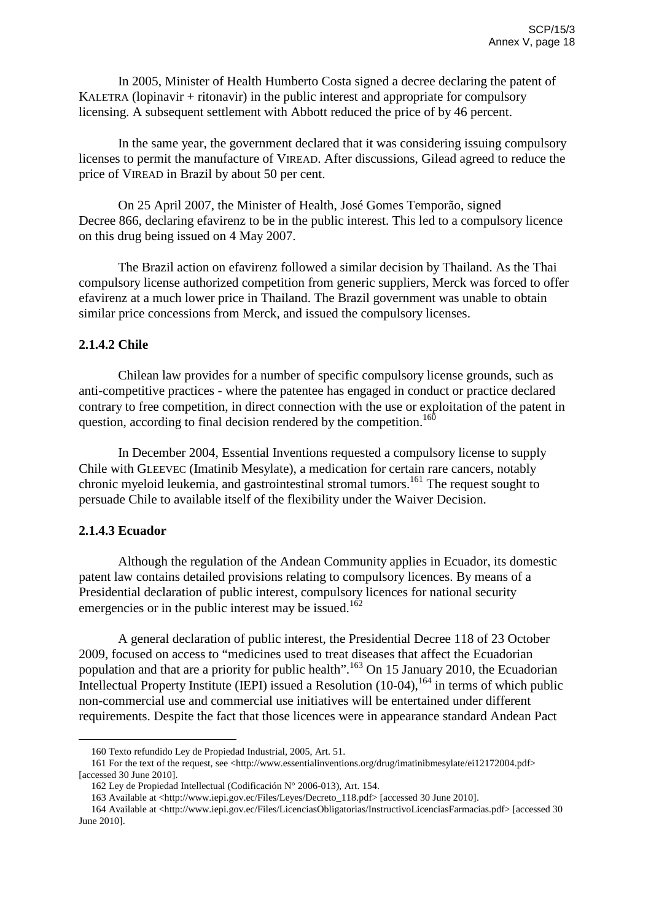In 2005, Minister of Health Humberto Costa signed a decree declaring the patent of KALETRA (lopinavir + ritonavir) in the public interest and appropriate for compulsory licensing. A subsequent settlement with Abbott reduced the price of by 46 percent.

In the same year, the government declared that it was considering issuing compulsory licenses to permit the manufacture of VIREAD. After discussions, Gilead agreed to reduce the price of VIREAD in Brazil by about 50 per cent.

On 25 April 2007, the Minister of Health, José Gomes Temporão, signed Decree 866, declaring efavirenz to be in the public interest. This led to a compulsory licence on this drug being issued on 4 May 2007.

The Brazil action on efavirenz followed a similar decision by Thailand. As the Thai compulsory license authorized competition from generic suppliers, Merck was forced to offer efavirenz at a much lower price in Thailand. The Brazil government was unable to obtain similar price concessions from Merck, and issued the compulsory licenses.

### 2.1.4.2 Chile

Chilean law provides for a number of specific compulsory license grounds, such as anti-competitive practices - where the patentee has engaged in conduct or practice declared contrary to free competition, in direct connection with the use or exploitation of the patent in question, according to final decision rendered by the competition.[160]

In December 2004, Essential Inventions requested a compulsory license to supply Chile with GLEEVEC (Imatinib Mesylate), a medication for certain rare cancers, notably chronic myeloid leukemia, and gastrointestinal stromal tumors.[161] The request sought to persuade Chile to available itself of the flexibility under the Waiver Decision.

### 2.1.4.3 Ecuador

Although the regulation of the Andean Community applies in Ecuador, its domestic patent law contains detailed provisions relating to compulsory licences. By means of a Presidential declaration of public interest, compulsory licences for national security emergencies or in the public interest may be issued.[162]

A general declaration of public interest, the Presidential Decree 118 of 23 October 2009, focused on access to "medicines used to treat diseases that affect the Ecuadorian population and that are a priority for public health".[163] On 15 January 2010, the Ecuadorian Intellectual Property Institute (IEPI) issued a Resolution (10-04),[164] in terms of which public non-commercial use and commercial use initiatives will be entertained under different requirements. Despite the fact that those licences were in appearance standard Andean Pact

---

160 Texto refundido Ley de Propiedad Industrial, 2005, Art. 51.

161 For the text of the request, see <http://www.essentialinventions.org/drug/imatinibmesylate/ei12172004.pdf> [accessed 30 June 2010].

162 Ley de Propiedad Intellectual (Codificación N° 2006-013), Art. 154.

163 Available at <http://www.iepi.gov.ec/Files/Leyes/Decreto_118.pdf> [accessed 30 June 2010].

164 Available at <http://www.iepi.gov.ec/Files/LicenciasObligatorias/InstructivoLicenciasFarmacias.pdf> [accessed 30 June 2010].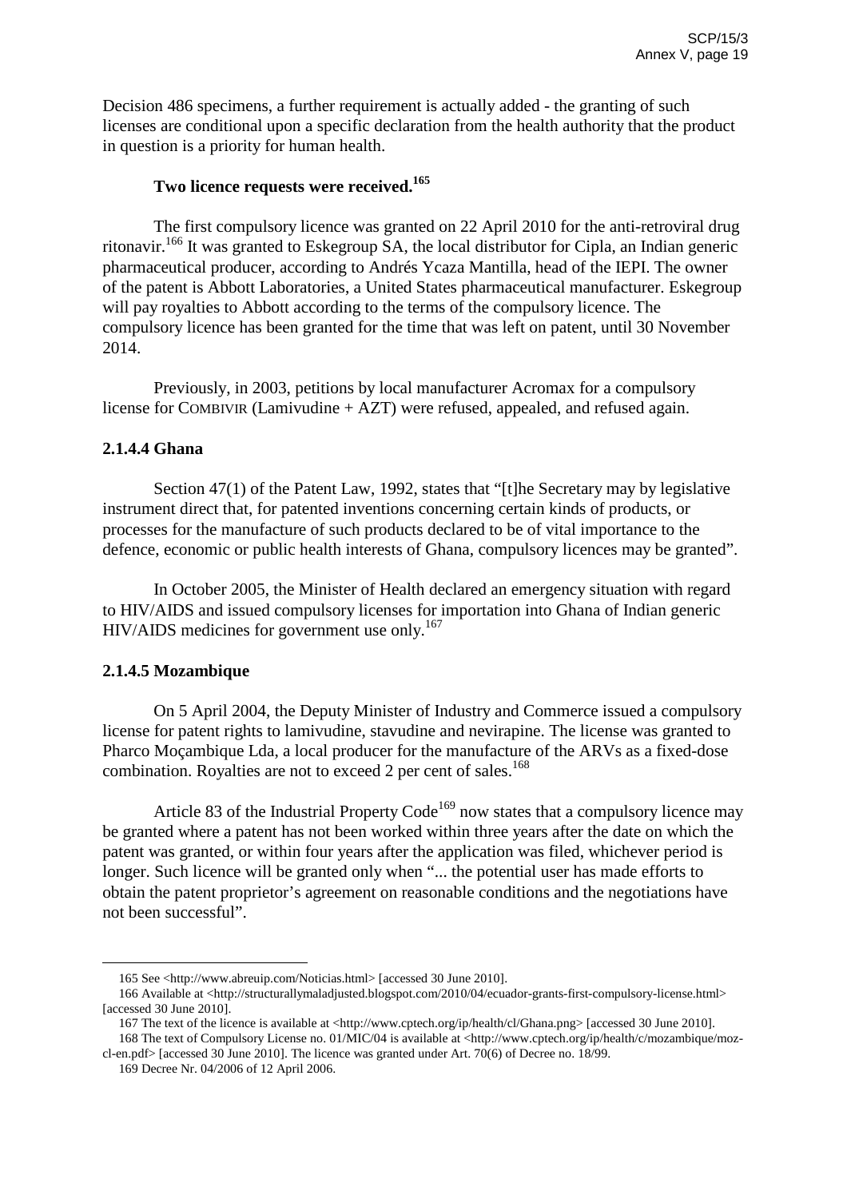Decision 486 specimens, a further requirement is actually added - the granting of such licenses are conditional upon a specific declaration from the health authority that the product in question is a priority for human health.

**Two licence requests were received.**[165]

The first compulsory licence was granted on 22 April 2010 for the anti-retroviral drug ritonavir.[166] It was granted to Eskegroup SA, the local distributor for Cipla, an Indian generic pharmaceutical producer, according to Andrés Ycaza Mantilla, head of the IEPI. The owner of the patent is Abbott Laboratories, a United States pharmaceutical manufacturer. Eskegroup will pay royalties to Abbott according to the terms of the compulsory licence. The compulsory licence has been granted for the time that was left on patent, until 30 November 2014.

Previously, in 2003, petitions by local manufacturer Acromax for a compulsory license for COMBIVIR (Lamivudine + AZT) were refused, appealed, and refused again.

#### 2.1.4.4 Ghana

Section 47(1) of the Patent Law, 1992, states that "[t]he Secretary may by legislative instrument direct that, for patented inventions concerning certain kinds of products, or processes for the manufacture of such products declared to be of vital importance to the defence, economic or public health interests of Ghana, compulsory licences may be granted".

In October 2005, the Minister of Health declared an emergency situation with regard to HIV/AIDS and issued compulsory licenses for importation into Ghana of Indian generic HIV/AIDS medicines for government use only.[167]

#### 2.1.4.5 Mozambique

On 5 April 2004, the Deputy Minister of Industry and Commerce issued a compulsory license for patent rights to lamivudine, stavudine and nevirapine. The license was granted to Pharco Moçambique Lda, a local producer for the manufacture of the ARVs as a fixed-dose combination. Royalties are not to exceed 2 per cent of sales.[168]

Article 83 of the Industrial Property Code[169] now states that a compulsory licence may be granted where a patent has not been worked within three years after the date on which the patent was granted, or within four years after the application was filed, whichever period is longer. Such licence will be granted only when "... the potential user has made efforts to obtain the patent proprietor's agreement on reasonable conditions and the negotiations have not been successful".

---

165 See <http://www.abreuip.com/Noticias.html> [accessed 30 June 2010].

166 Available at <http://structurallymaladjusted.blogspot.com/2010/04/ecuador-grants-first-compulsory-license.html> [accessed 30 June 2010].

167 The text of the licence is available at <http://www.cptech.org/ip/health/cl/Ghana.png> [accessed 30 June 2010].

168 The text of Compulsory License no. 01/MIC/04 is available at <http://www.cptech.org/ip/health/c/mozambique/moz-cl-en.pdf> [accessed 30 June 2010]. The licence was granted under Art. 70(6) of Decree no. 18/99.

169 Decree Nr. 04/2006 of 12 April 2006.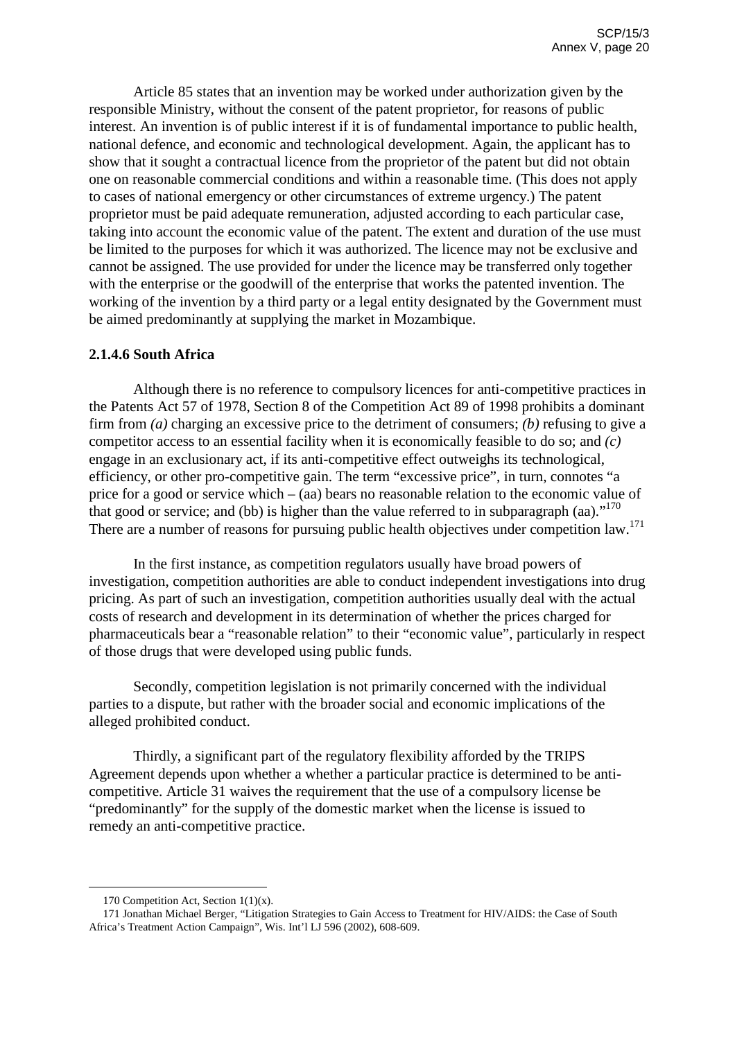Article 85 states that an invention may be worked under authorization given by the responsible Ministry, without the consent of the patent proprietor, for reasons of public interest. An invention is of public interest if it is of fundamental importance to public health, national defence, and economic and technological development. Again, the applicant has to show that it sought a contractual licence from the proprietor of the patent but did not obtain one on reasonable commercial conditions and within a reasonable time. (This does not apply to cases of national emergency or other circumstances of extreme urgency.) The patent proprietor must be paid adequate remuneration, adjusted according to each particular case, taking into account the economic value of the patent. The extent and duration of the use must be limited to the purposes for which it was authorized. The licence may not be exclusive and cannot be assigned. The use provided for under the licence may be transferred only together with the enterprise or the goodwill of the enterprise that works the patented invention. The working of the invention by a third party or a legal entity designated by the Government must be aimed predominantly at supplying the market in Mozambique.

### 2.1.4.6 South Africa

Although there is no reference to compulsory licences for anti-competitive practices in the Patents Act 57 of 1978, Section 8 of the Competition Act 89 of 1998 prohibits a dominant firm from *(a)* charging an excessive price to the detriment of consumers; *(b)* refusing to give a competitor access to an essential facility when it is economically feasible to do so; and *(c)* engage in an exclusionary act, if its anti-competitive effect outweighs its technological, efficiency, or other pro-competitive gain. The term "excessive price", in turn, connotes "a price for a good or service which – (aa) bears no reasonable relation to the economic value of that good or service; and (bb) is higher than the value referred to in subparagraph (aa)."[170] There are a number of reasons for pursuing public health objectives under competition law.[171]

In the first instance, as competition regulators usually have broad powers of investigation, competition authorities are able to conduct independent investigations into drug pricing. As part of such an investigation, competition authorities usually deal with the actual costs of research and development in its determination of whether the prices charged for pharmaceuticals bear a "reasonable relation" to their "economic value", particularly in respect of those drugs that were developed using public funds.

Secondly, competition legislation is not primarily concerned with the individual parties to a dispute, but rather with the broader social and economic implications of the alleged prohibited conduct.

Thirdly, a significant part of the regulatory flexibility afforded by the TRIPS Agreement depends upon whether a whether a particular practice is determined to be anti-competitive. Article 31 waives the requirement that the use of a compulsory license be "predominantly" for the supply of the domestic market when the license is issued to remedy an anti-competitive practice.

---

170 Competition Act, Section 1(1)(x).

171 Jonathan Michael Berger, "Litigation Strategies to Gain Access to Treatment for HIV/AIDS: the Case of South Africa's Treatment Action Campaign", Wis. Int'l LJ 596 (2002), 608-609.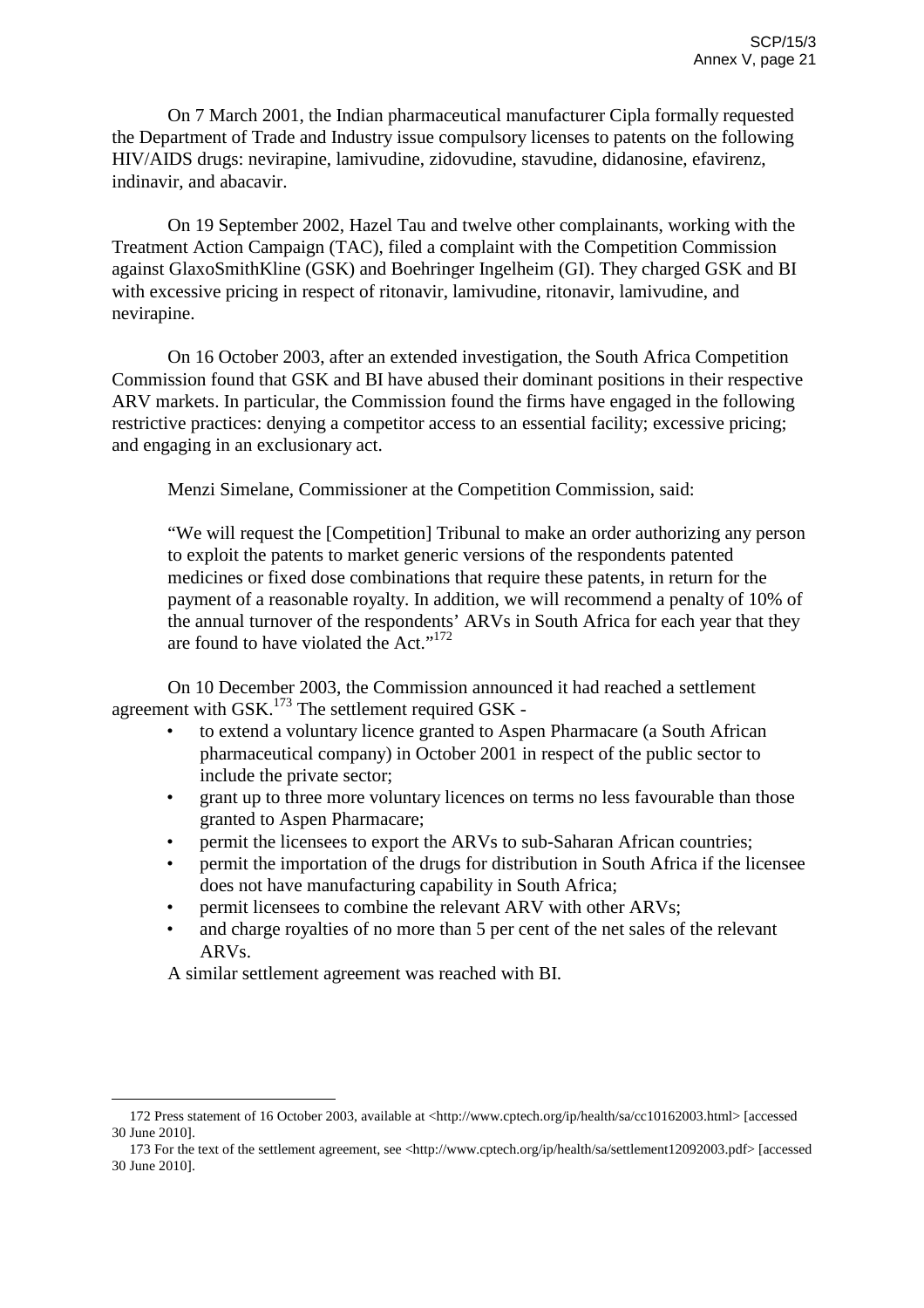On 7 March 2001, the Indian pharmaceutical manufacturer Cipla formally requested the Department of Trade and Industry issue compulsory licenses to patents on the following HIV/AIDS drugs: nevirapine, lamivudine, zidovudine, stavudine, didanosine, efavirenz, indinavir, and abacavir.

On 19 September 2002, Hazel Tau and twelve other complainants, working with the Treatment Action Campaign (TAC), filed a complaint with the Competition Commission against GlaxoSmithKline (GSK) and Boehringer Ingelheim (GI). They charged GSK and BI with excessive pricing in respect of ritonavir, lamivudine, ritonavir, lamivudine, and nevirapine.

On 16 October 2003, after an extended investigation, the South Africa Competition Commission found that GSK and BI have abused their dominant positions in their respective ARV markets. In particular, the Commission found the firms have engaged in the following restrictive practices: denying a competitor access to an essential facility; excessive pricing; and engaging in an exclusionary act.

Menzi Simelane, Commissioner at the Competition Commission, said:

> "We will request the [Competition] Tribunal to make an order authorizing any person to exploit the patents to market generic versions of the respondents patented medicines or fixed dose combinations that require these patents, in return for the payment of a reasonable royalty. In addition, we will recommend a penalty of 10% of the annual turnover of the respondents' ARVs in South Africa for each year that they are found to have violated the Act."[172]

On 10 December 2003, the Commission announced it had reached a settlement agreement with GSK.[173] The settlement required GSK -

- to extend a voluntary licence granted to Aspen Pharmacare (a South African pharmaceutical company) in October 2001 in respect of the public sector to include the private sector;
- grant up to three more voluntary licences on terms no less favourable than those granted to Aspen Pharmacare;
- permit the licensees to export the ARVs to sub-Saharan African countries;
- permit the importation of the drugs for distribution in South Africa if the licensee does not have manufacturing capability in South Africa;
- permit licensees to combine the relevant ARV with other ARVs;
- and charge royalties of no more than 5 per cent of the net sales of the relevant ARVs.

A similar settlement agreement was reached with BI.

---

172 Press statement of 16 October 2003, available at <http://www.cptech.org/ip/health/sa/cc10162003.html> [accessed 30 June 2010].

173 For the text of the settlement agreement, see <http://www.cptech.org/ip/health/sa/settlement12092003.pdf> [accessed 30 June 2010].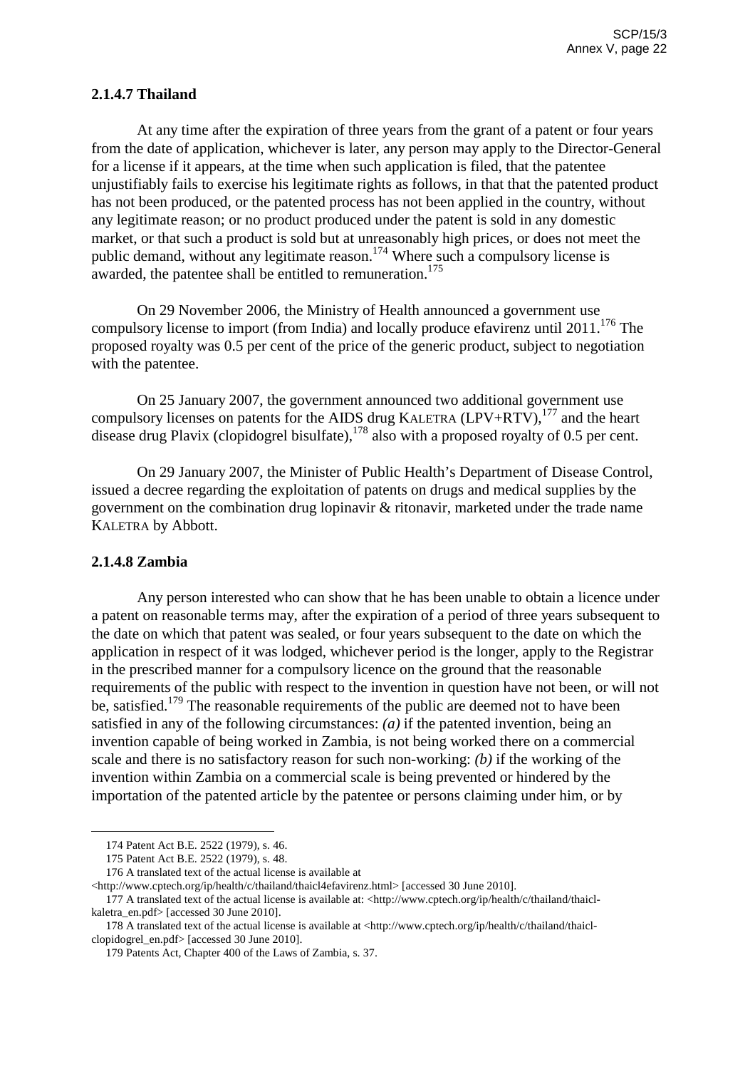### 2.1.4.7 Thailand

At any time after the expiration of three years from the grant of a patent or four years from the date of application, whichever is later, any person may apply to the Director-General for a license if it appears, at the time when such application is filed, that the patentee unjustifiably fails to exercise his legitimate rights as follows, in that that the patented product has not been produced, or the patented process has not been applied in the country, without any legitimate reason; or no product produced under the patent is sold in any domestic market, or that such a product is sold but at unreasonably high prices, or does not meet the public demand, without any legitimate reason.[174] Where such a compulsory license is awarded, the patentee shall be entitled to remuneration.[175]

On 29 November 2006, the Ministry of Health announced a government use compulsory license to import (from India) and locally produce efavirenz until 2011.[176] The proposed royalty was 0.5 per cent of the price of the generic product, subject to negotiation with the patentee.

On 25 January 2007, the government announced two additional government use compulsory licenses on patents for the AIDS drug KALETRA (LPV+RTV),[177] and the heart disease drug Plavix (clopidogrel bisulfate),[178] also with a proposed royalty of 0.5 per cent.

On 29 January 2007, the Minister of Public Health's Department of Disease Control, issued a decree regarding the exploitation of patents on drugs and medical supplies by the government on the combination drug lopinavir & ritonavir, marketed under the trade name KALETRA by Abbott.

### 2.1.4.8 Zambia

Any person interested who can show that he has been unable to obtain a licence under a patent on reasonable terms may, after the expiration of a period of three years subsequent to the date on which that patent was sealed, or four years subsequent to the date on which the application in respect of it was lodged, whichever period is the longer, apply to the Registrar in the prescribed manner for a compulsory licence on the ground that the reasonable requirements of the public with respect to the invention in question have not been, or will not be, satisfied.[179] The reasonable requirements of the public are deemed not to have been satisfied in any of the following circumstances: *(a)* if the patented invention, being an invention capable of being worked in Zambia, is not being worked there on a commercial scale and there is no satisfactory reason for such non-working: *(b)* if the working of the invention within Zambia on a commercial scale is being prevented or hindered by the importation of the patented article by the patentee or persons claiming under him, or by

---

174 Patent Act B.E. 2522 (1979), s. 46.

175 Patent Act B.E. 2522 (1979), s. 48.

176 A translated text of the actual license is available at <http://www.cptech.org/ip/health/c/thailand/thaicl4efavirenz.html> [accessed 30 June 2010].

177 A translated text of the actual license is available at: <http://www.cptech.org/ip/health/c/thailand/thaicl-kaletra_en.pdf> [accessed 30 June 2010].

178 A translated text of the actual license is available at <http://www.cptech.org/ip/health/c/thailand/thaicl-clopidogrel_en.pdf> [accessed 30 June 2010].

179 Patents Act, Chapter 400 of the Laws of Zambia, s. 37.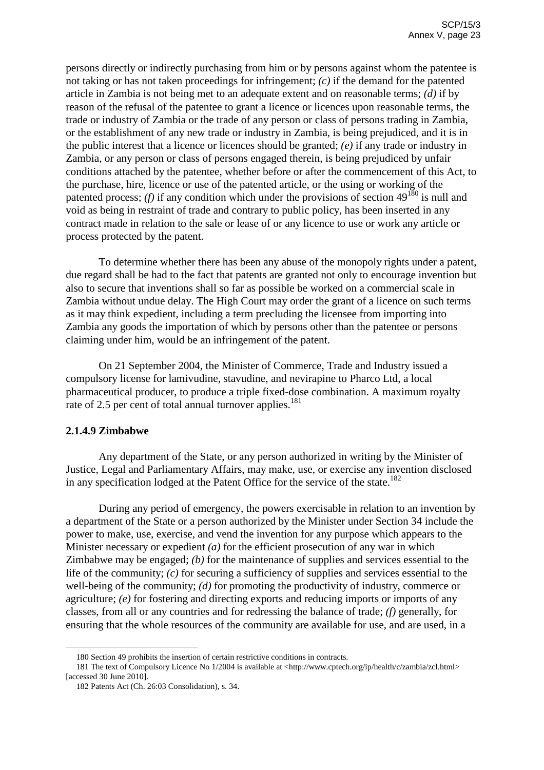persons directly or indirectly purchasing from him or by persons against whom the patentee is not taking or has not taken proceedings for infringement; *(c)* if the demand for the patented article in Zambia is not being met to an adequate extent and on reasonable terms; *(d)* if by reason of the refusal of the patentee to grant a licence or licences upon reasonable terms, the trade or industry of Zambia or the trade of any person or class of persons trading in Zambia, or the establishment of any new trade or industry in Zambia, is being prejudiced, and it is in the public interest that a licence or licences should be granted; *(e)* if any trade or industry in Zambia, or any person or class of persons engaged therein, is being prejudiced by unfair conditions attached by the patentee, whether before or after the commencement of this Act, to the purchase, hire, licence or use of the patented article, or the using or working of the patented process; *(f)* if any condition which under the provisions of section 49[180] is null and void as being in restraint of trade and contrary to public policy, has been inserted in any contract made in relation to the sale or lease of or any licence to use or work any article or process protected by the patent.

To determine whether there has been any abuse of the monopoly rights under a patent, due regard shall be had to the fact that patents are granted not only to encourage invention but also to secure that inventions shall so far as possible be worked on a commercial scale in Zambia without undue delay. The High Court may order the grant of a licence on such terms as it may think expedient, including a term precluding the licensee from importing into Zambia any goods the importation of which by persons other than the patentee or persons claiming under him, would be an infringement of the patent.

On 21 September 2004, the Minister of Commerce, Trade and Industry issued a compulsory license for lamivudine, stavudine, and nevirapine to Pharco Ltd, a local pharmaceutical producer, to produce a triple fixed-dose combination. A maximum royalty rate of 2.5 per cent of total annual turnover applies.[181]

### 2.1.4.9 Zimbabwe

Any department of the State, or any person authorized in writing by the Minister of Justice, Legal and Parliamentary Affairs, may make, use, or exercise any invention disclosed in any specification lodged at the Patent Office for the service of the state.[182]

During any period of emergency, the powers exercisable in relation to an invention by a department of the State or a person authorized by the Minister under Section 34 include the power to make, use, exercise, and vend the invention for any purpose which appears to the Minister necessary or expedient *(a)* for the efficient prosecution of any war in which Zimbabwe may be engaged; *(b)* for the maintenance of supplies and services essential to the life of the community; *(c)* for securing a sufficiency of supplies and services essential to the well-being of the community; *(d)* for promoting the productivity of industry, commerce or agriculture; *(e)* for fostering and directing exports and reducing imports or imports of any classes, from all or any countries and for redressing the balance of trade; *(f)* generally, for ensuring that the whole resources of the community are available for use, and are used, in a

---

180 Section 49 prohibits the insertion of certain restrictive conditions in contracts.

181 The text of Compulsory Licence No 1/2004 is available at <http://www.cptech.org/ip/health/c/zambia/zcl.html> [accessed 30 June 2010].

182 Patents Act (Ch. 26:03 Consolidation), s. 34.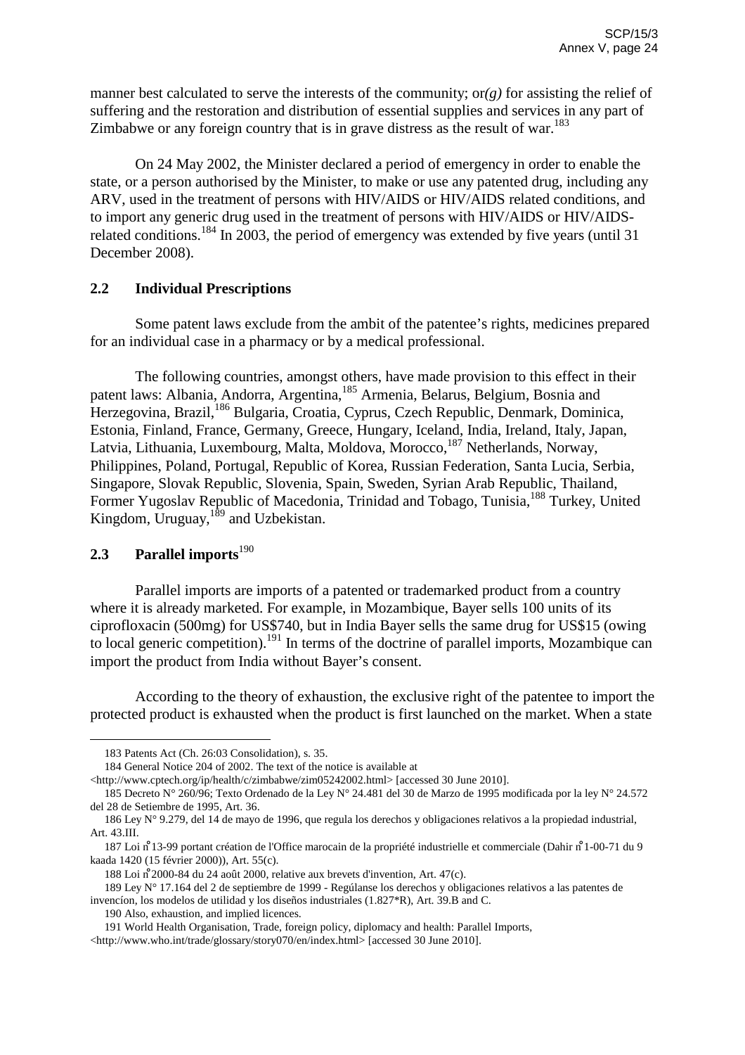manner best calculated to serve the interests of the community; or *(g)* for assisting the relief of suffering and the restoration and distribution of essential supplies and services in any part of Zimbabwe or any foreign country that is in grave distress as the result of war.[183]

On 24 May 2002, the Minister declared a period of emergency in order to enable the state, or a person authorised by the Minister, to make or use any patented drug, including any ARV, used in the treatment of persons with HIV/AIDS or HIV/AIDS related conditions, and to import any generic drug used in the treatment of persons with HIV/AIDS or HIV/AIDS-related conditions.[184] In 2003, the period of emergency was extended by five years (until 31 December 2008).

## 2.2 Individual Prescriptions

Some patent laws exclude from the ambit of the patentee's rights, medicines prepared for an individual case in a pharmacy or by a medical professional.

The following countries, amongst others, have made provision to this effect in their patent laws: Albania, Andorra, Argentina,[185] Armenia, Belarus, Belgium, Bosnia and Herzegovina, Brazil,[186] Bulgaria, Croatia, Cyprus, Czech Republic, Denmark, Dominica, Estonia, Finland, France, Germany, Greece, Hungary, Iceland, India, Ireland, Italy, Japan, Latvia, Lithuania, Luxembourg, Malta, Moldova, Morocco,[187] Netherlands, Norway, Philippines, Poland, Portugal, Republic of Korea, Russian Federation, Santa Lucia, Serbia, Singapore, Slovak Republic, Slovenia, Spain, Sweden, Syrian Arab Republic, Thailand, Former Yugoslav Republic of Macedonia, Trinidad and Tobago, Tunisia,[188] Turkey, United Kingdom, Uruguay,[189] and Uzbekistan.

## 2.3 Parallel imports[190]

Parallel imports are imports of a patented or trademarked product from a country where it is already marketed. For example, in Mozambique, Bayer sells 100 units of its ciprofloxacin (500mg) for US$740, but in India Bayer sells the same drug for US$15 (owing to local generic competition).[191] In terms of the doctrine of parallel imports, Mozambique can import the product from India without Bayer's consent.

According to the theory of exhaustion, the exclusive right of the patentee to import the protected product is exhausted when the product is first launched on the market. When a state

---

183 Patents Act (Ch. 26:03 Consolidation), s. 35.

184 General Notice 204 of 2002. The text of the notice is available at <http://www.cptech.org/ip/health/c/zimbabwe/zim05242002.html> [accessed 30 June 2010].

185 Decreto N° 260/96; Texto Ordenado de la Ley N° 24.481 del 30 de Marzo de 1995 modificada por la ley N° 24.572 del 28 de Setiembre de 1995, Art. 36.

186 Ley N° 9.279, del 14 de mayo de 1996, que regula los derechos y obligaciones relativos a la propiedad industrial, Art. 43.III.

187 Loi n°13-99 portant création de l'Office marocain de la propriété industrielle et commerciale (Dahir n°1-00-71 du 9 kaada 1420 (15 février 2000)), Art. 55(c).

188 Loi n°2000-84 du 24 août 2000, relative aux brevets d'invention, Art. 47(c).

189 Ley N° 17.164 del 2 de septiembre de 1999 - Regúlanse los derechos y obligaciones relativos a las patentes de invencíon, los modelos de utilidad y los diseños industriales (1.827*R), Art. 39.B and C.

190 Also, exhaustion, and implied licences.

191 World Health Organisation, Trade, foreign policy, diplomacy and health: Parallel Imports, <http://www.who.int/trade/glossary/story070/en/index.html> [accessed 30 June 2010].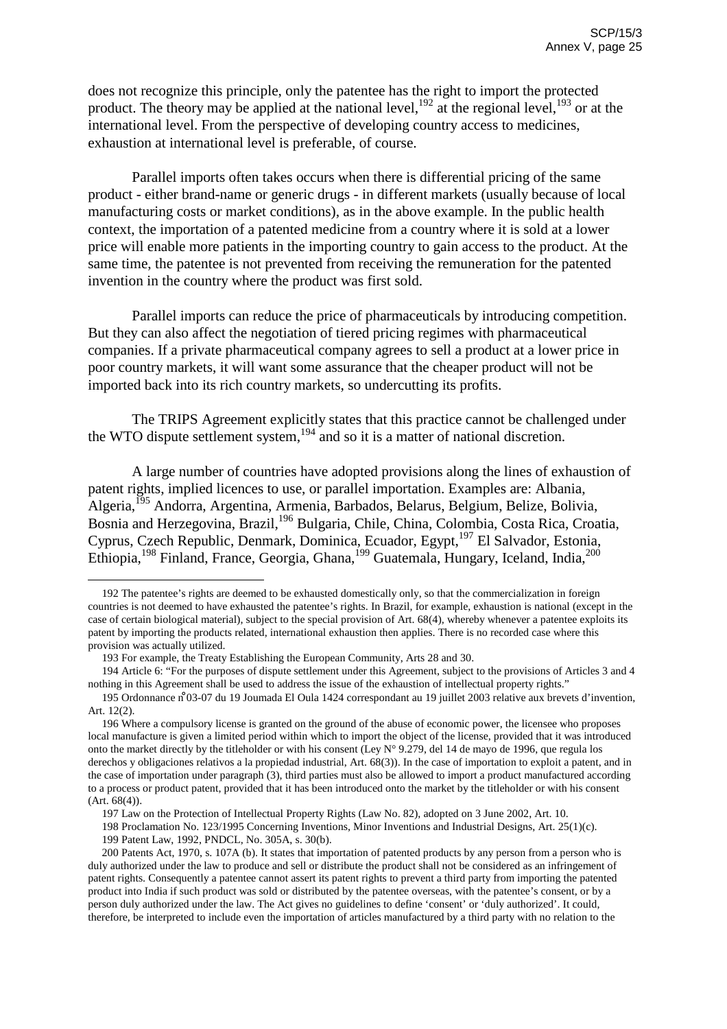does not recognize this principle, only the patentee has the right to import the protected product. The theory may be applied at the national level,[192] at the regional level,[193] or at the international level. From the perspective of developing country access to medicines, exhaustion at international level is preferable, of course.

Parallel imports often takes occurs when there is differential pricing of the same product - either brand-name or generic drugs - in different markets (usually because of local manufacturing costs or market conditions), as in the above example. In the public health context, the importation of a patented medicine from a country where it is sold at a lower price will enable more patients in the importing country to gain access to the product. At the same time, the patentee is not prevented from receiving the remuneration for the patented invention in the country where the product was first sold.

Parallel imports can reduce the price of pharmaceuticals by introducing competition. But they can also affect the negotiation of tiered pricing regimes with pharmaceutical companies. If a private pharmaceutical company agrees to sell a product at a lower price in poor country markets, it will want some assurance that the cheaper product will not be imported back into its rich country markets, so undercutting its profits.

The TRIPS Agreement explicitly states that this practice cannot be challenged under the WTO dispute settlement system,[194] and so it is a matter of national discretion.

A large number of countries have adopted provisions along the lines of exhaustion of patent rights, implied licences to use, or parallel importation. Examples are: Albania, Algeria,[195] Andorra, Argentina, Armenia, Barbados, Belarus, Belgium, Belize, Bolivia, Bosnia and Herzegovina, Brazil,[196] Bulgaria, Chile, China, Colombia, Costa Rica, Croatia, Cyprus, Czech Republic, Denmark, Dominica, Ecuador, Egypt,[197] El Salvador, Estonia, Ethiopia,[198] Finland, France, Georgia, Ghana,[199] Guatemala, Hungary, Iceland, India,[200]

---

192 The patentee's rights are deemed to be exhausted domestically only, so that the commercialization in foreign countries is not deemed to have exhausted the patentee's rights. In Brazil, for example, exhaustion is national (except in the case of certain biological material), subject to the special provision of Art. 68(4), whereby whenever a patentee exploits its patent by importing the products related, international exhaustion then applies. There is no recorded case where this provision was actually utilized.

193 For example, the Treaty Establishing the European Community, Arts 28 and 30.

194 Article 6: "For the purposes of dispute settlement under this Agreement, subject to the provisions of Articles 3 and 4 nothing in this Agreement shall be used to address the issue of the exhaustion of intellectual property rights."

195 Ordonnance n°03-07 du 19 Joumada El Oula 1424 correspondant au 19 juillet 2003 relative aux brevets d'invention, Art. 12(2).

196 Where a compulsory license is granted on the ground of the abuse of economic power, the licensee who proposes local manufacture is given a limited period within which to import the object of the license, provided that it was introduced onto the market directly by the titleholder or with his consent (Ley N° 9.279, del 14 de mayo de 1996, que regula los derechos y obligaciones relativos a la propiedad industrial, Art. 68(3)). In the case of importation to exploit a patent, and in the case of importation under paragraph (3), third parties must also be allowed to import a product manufactured according to a process or product patent, provided that it has been introduced onto the market by the titleholder or with his consent (Art. 68(4)).

197 Law on the Protection of Intellectual Property Rights (Law No. 82), adopted on 3 June 2002, Art. 10.

198 Proclamation No. 123/1995 Concerning Inventions, Minor Inventions and Industrial Designs, Art. 25(1)(c).

199 Patent Law, 1992, PNDCL, No. 305A, s. 30(b).

200 Patents Act, 1970, s. 107A (b). It states that importation of patented products by any person from a person who is duly authorized under the law to produce and sell or distribute the product shall not be considered as an infringement of patent rights. Consequently a patentee cannot assert its patent rights to prevent a third party from importing the patented product into India if such product was sold or distributed by the patentee overseas, with the patentee's consent, or by a person duly authorized under the law. The Act gives no guidelines to define 'consent' or 'duly authorized'. It could, therefore, be interpreted to include even the importation of articles manufactured by a third party with no relation to the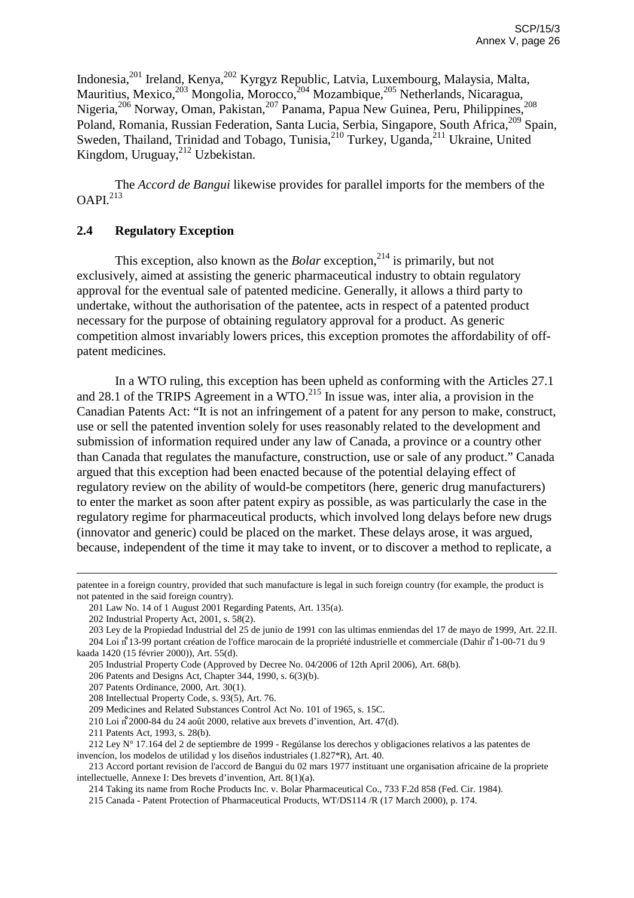Indonesia,[201] Ireland, Kenya,[202] Kyrgyz Republic, Latvia, Luxembourg, Malaysia, Malta, Mauritius, Mexico,[203] Mongolia, Morocco,[204] Mozambique,[205] Netherlands, Nicaragua, Nigeria,[206] Norway, Oman, Pakistan,[207] Panama, Papua New Guinea, Peru, Philippines,[208] Poland, Romania, Russian Federation, Santa Lucia, Serbia, Singapore, South Africa,[209] Spain, Sweden, Thailand, Trinidad and Tobago, Tunisia,[210] Turkey, Uganda,[211] Ukraine, United Kingdom, Uruguay,[212] Uzbekistan.

The *Accord de Bangui* likewise provides for parallel imports for the members of the OAPI.[213]

## 2.4 Regulatory Exception

This exception, also known as the *Bolar* exception,[214] is primarily, but not exclusively, aimed at assisting the generic pharmaceutical industry to obtain regulatory approval for the eventual sale of patented medicine. Generally, it allows a third party to undertake, without the authorisation of the patentee, acts in respect of a patented product necessary for the purpose of obtaining regulatory approval for a product. As generic competition almost invariably lowers prices, this exception promotes the affordability of off-patent medicines.

In a WTO ruling, this exception has been upheld as conforming with the Articles 27.1 and 28.1 of the TRIPS Agreement in a WTO.[215] In issue was, inter alia, a provision in the Canadian Patents Act: "It is not an infringement of a patent for any person to make, construct, use or sell the patented invention solely for uses reasonably related to the development and submission of information required under any law of Canada, a province or a country other than Canada that regulates the manufacture, construction, use or sale of any product." Canada argued that this exception had been enacted because of the potential delaying effect of regulatory review on the ability of would-be competitors (here, generic drug manufacturers) to enter the market as soon after patent expiry as possible, as was particularly the case in the regulatory regime for pharmaceutical products, which involved long delays before new drugs (innovator and generic) could be placed on the market. These delays arose, it was argued, because, independent of the time it may take to invent, or to discover a method to replicate, a

---

patentee in a foreign country, provided that such manufacture is legal in such foreign country (for example, the product is not patented in the said foreign country).

201 Law No. 14 of 1 August 2001 Regarding Patents, Art. 135(a).

202 Industrial Property Act, 2001, s. 58(2).

203 Ley de la Propiedad Industrial del 25 de junio de 1991 con las ultimas enmiendas del 17 de mayo de 1999, Art. 22.II.

204 Loi n°13-99 portant création de l'office marocain de la propriété industrielle et commerciale (Dahir n°1-00-71 du 9 kaada 1420 (15 février 2000)), Art. 55(d).

205 Industrial Property Code (Approved by Decree No. 04/2006 of 12th April 2006), Art. 68(b).

206 Patents and Designs Act, Chapter 344, 1990, s. 6(3)(b).

207 Patents Ordinance, 2000, Art. 30(1).

208 Intellectual Property Code, s. 93(5), Art. 76.

209 Medicines and Related Substances Control Act No. 101 of 1965, s. 15C.

210 Loi n°2000-84 du 24 août 2000, relative aux brevets d'invention, Art. 47(d).

211 Patents Act, 1993, s. 28(b).

212 Ley N° 17.164 del 2 de septiembre de 1999 - Regúlanse los derechos y obligaciones relativos a las patentes de invencíon, los modelos de utilidad y los diseños industriales (1.827*R), Art. 40.

213 Accord portant revision de l'accord de Bangui du 02 mars 1977 instituant une organisation africaine de la propriete intellectuelle, Annexe I: Des brevets d'invention, Art. 8(1)(a).

214 Taking its name from Roche Products Inc. v. Bolar Pharmaceutical Co., 733 F.2d 858 (Fed. Cir. 1984).

215 Canada - Patent Protection of Pharmaceutical Products, WT/DS114 /R (17 March 2000), p. 174.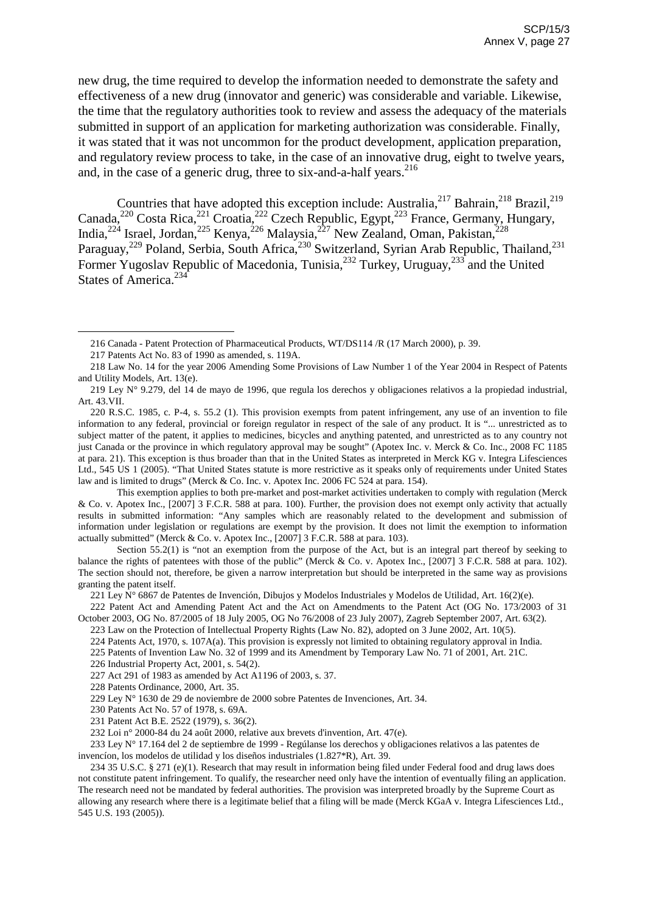new drug, the time required to develop the information needed to demonstrate the safety and effectiveness of a new drug (innovator and generic) was considerable and variable. Likewise, the time that the regulatory authorities took to review and assess the adequacy of the materials submitted in support of an application for marketing authorization was considerable. Finally, it was stated that it was not uncommon for the product development, application preparation, and regulatory review process to take, in the case of an innovative drug, eight to twelve years, and, in the case of a generic drug, three to six-and-a-half years.[216]

Countries that have adopted this exception include: Australia,[217] Bahrain,[218] Brazil,[219] Canada,[220] Costa Rica,[221] Croatia,[222] Czech Republic, Egypt,[223] France, Germany, Hungary, India,[224] Israel, Jordan,[225] Kenya,[226] Malaysia,[227] New Zealand, Oman, Pakistan,[228] Paraguay,[229] Poland, Serbia, South Africa,[230] Switzerland, Syrian Arab Republic, Thailand,[231] Former Yugoslav Republic of Macedonia, Tunisia,[232] Turkey, Uruguay,[233] and the United States of America.[234]

---

216 Canada - Patent Protection of Pharmaceutical Products, WT/DS114 /R (17 March 2000), p. 39.

217 Patents Act No. 83 of 1990 as amended, s. 119A.

218 Law No. 14 for the year 2006 Amending Some Provisions of Law Number 1 of the Year 2004 in Respect of Patents and Utility Models, Art. 13(e).

219 Ley N° 9.279, del 14 de mayo de 1996, que regula los derechos y obligaciones relativos a la propiedad industrial, Art. 43.VII.

220 R.S.C. 1985, c. P-4, s. 55.2 (1). This provision exempts from patent infringement, any use of an invention to file information to any federal, provincial or foreign regulator in respect of the sale of any product. It is "... unrestricted as to subject matter of the patent, it applies to medicines, bicycles and anything patented, and unrestricted as to any country not just Canada or the province in which regulatory approval may be sought" (Apotex Inc. v. Merck & Co. Inc., 2008 FC 1185 at para. 21). This exception is thus broader than that in the United States as interpreted in Merck KG v. Integra Lifesciences Ltd., 545 US 1 (2005). "That United States statute is more restrictive as it speaks only of requirements under United States law and is limited to drugs" (Merck & Co. Inc. v. Apotex Inc. 2006 FC 524 at para. 154).

This exemption applies to both pre-market and post-market activities undertaken to comply with regulation (Merck & Co. v. Apotex Inc., [2007] 3 F.C.R. 588 at para. 100). Further, the provision does not exempt only activity that actually results in submitted information: "Any samples which are reasonably related to the development and submission of information under legislation or regulations are exempt by the provision. It does not limit the exemption to information actually submitted" (Merck & Co. v. Apotex Inc., [2007] 3 F.C.R. 588 at para. 103).

Section 55.2(1) is "not an exemption from the purpose of the Act, but is an integral part thereof by seeking to balance the rights of patentees with those of the public" (Merck & Co. v. Apotex Inc., [2007] 3 F.C.R. 588 at para. 102). The section should not, therefore, be given a narrow interpretation but should be interpreted in the same way as provisions granting the patent itself.

221 Ley N° 6867 de Patentes de Invención, Dibujos y Modelos Industriales y Modelos de Utilidad, Art. 16(2)(e).

222 Patent Act and Amending Patent Act and the Act on Amendments to the Patent Act (OG No. 173/2003 of 31 October 2003, OG No. 87/2005 of 18 July 2005, OG No 76/2008 of 23 July 2007), Zagreb September 2007, Art. 63(2).

223 Law on the Protection of Intellectual Property Rights (Law No. 82), adopted on 3 June 2002, Art. 10(5).

224 Patents Act, 1970, s. 107A(a). This provision is expressly not limited to obtaining regulatory approval in India.

225 Patents of Invention Law No. 32 of 1999 and its Amendment by Temporary Law No. 71 of 2001, Art. 21C.

226 Industrial Property Act, 2001, s. 54(2).

227 Act 291 of 1983 as amended by Act A1196 of 2003, s. 37.

228 Patents Ordinance, 2000, Art. 35.

229 Ley N° 1630 de 29 de noviembre de 2000 sobre Patentes de Invenciones, Art. 34.

230 Patents Act No. 57 of 1978, s. 69A.

231 Patent Act B.E. 2522 (1979), s. 36(2).

232 Loi n° 2000-84 du 24 août 2000, relative aux brevets d'invention, Art. 47(e).

233 Ley N° 17.164 del 2 de septiembre de 1999 - Regúlanse los derechos y obligaciones relativos a las patentes de invencíon, los modelos de utilidad y los diseños industriales (1.827*R), Art. 39.

234 35 U.S.C. § 271 (e)(1). Research that may result in information being filed under Federal food and drug laws does not constitute patent infringement. To qualify, the researcher need only have the intention of eventually filing an application. The research need not be mandated by federal authorities. The provision was interpreted broadly by the Supreme Court as allowing any research where there is a legitimate belief that a filing will be made (Merck KGaA v. Integra Lifesciences Ltd., 545 U.S. 193 (2005)).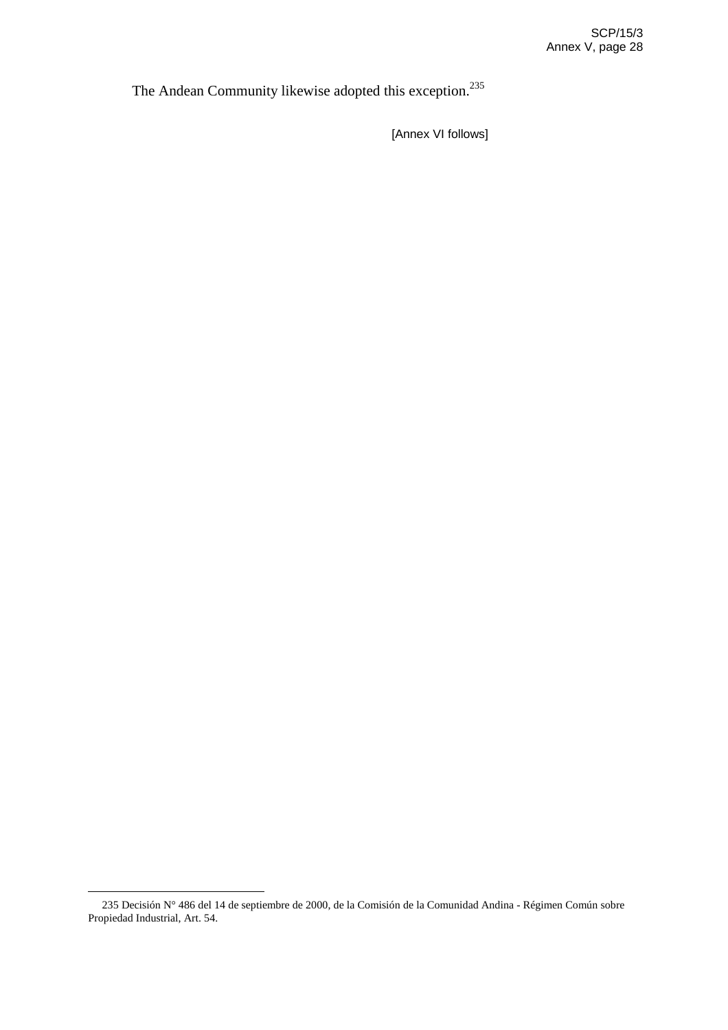The Andean Community likewise adopted this exception.[235]

[Annex VI follows]

235 Decisión N° 486 del 14 de septiembre de 2000, de la Comisión de la Comunidad Andina - Régimen Común sobre Propiedad Industrial, Art. 54.